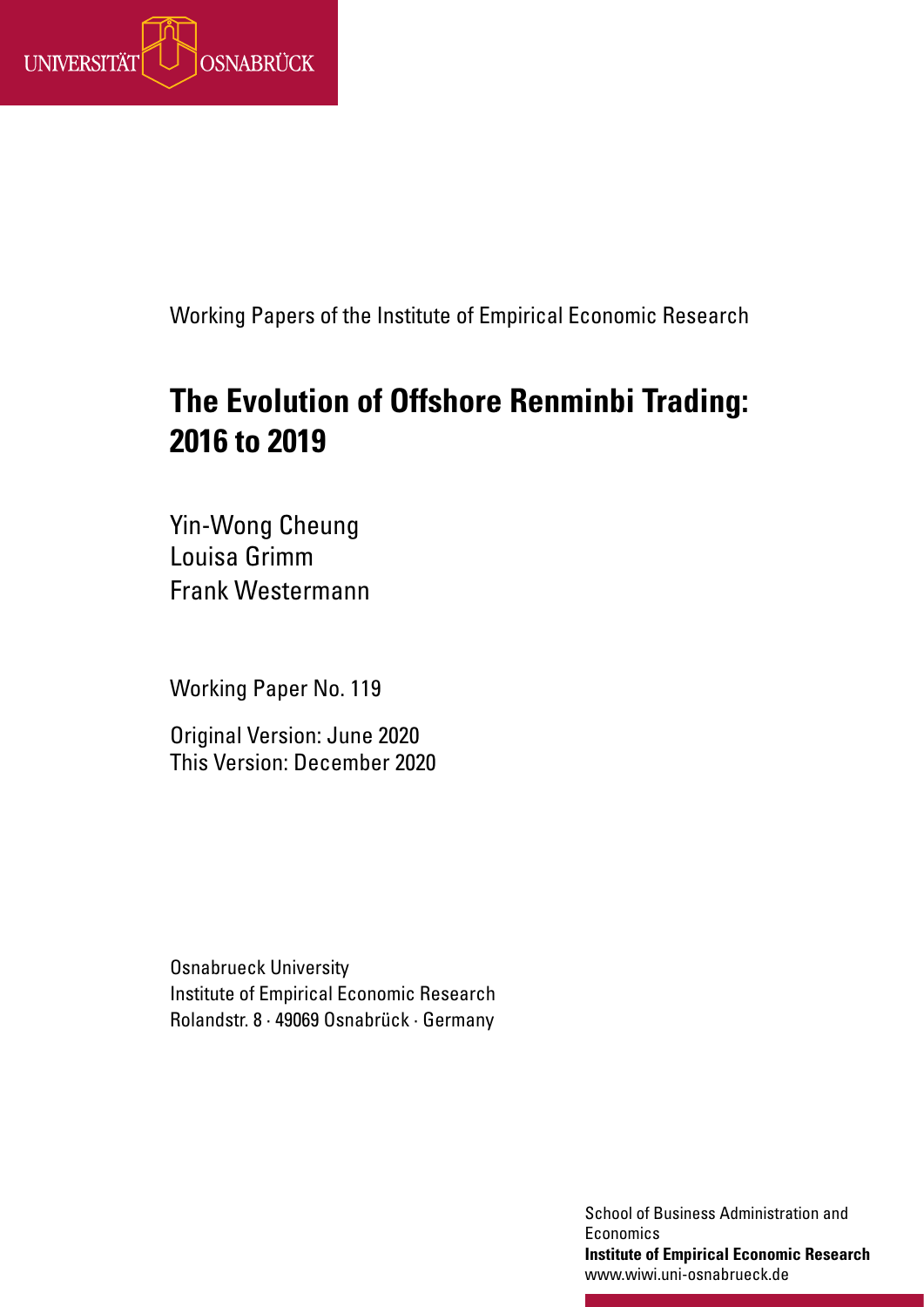UNIVERSITÄT OSNABRÜCK

Working Papers of the Institute of Empirical Economic Research

# The Evolution of Offshore Renminbi Trading: 2016 to 2019

Yin-Wong Cheung
Louisa Grimm
Frank Westermann

Working Paper No. 119

Original Version: June 2020
This Version: December 2020

Osnabrueck University
Institute of Empirical Economic Research
Rolandstr. 8 · 49069 Osnabrück · Germany

School of Business Administration and Economics
**Institute of Empirical Economic Research**
www.wiwi.uni-osnabrueck.de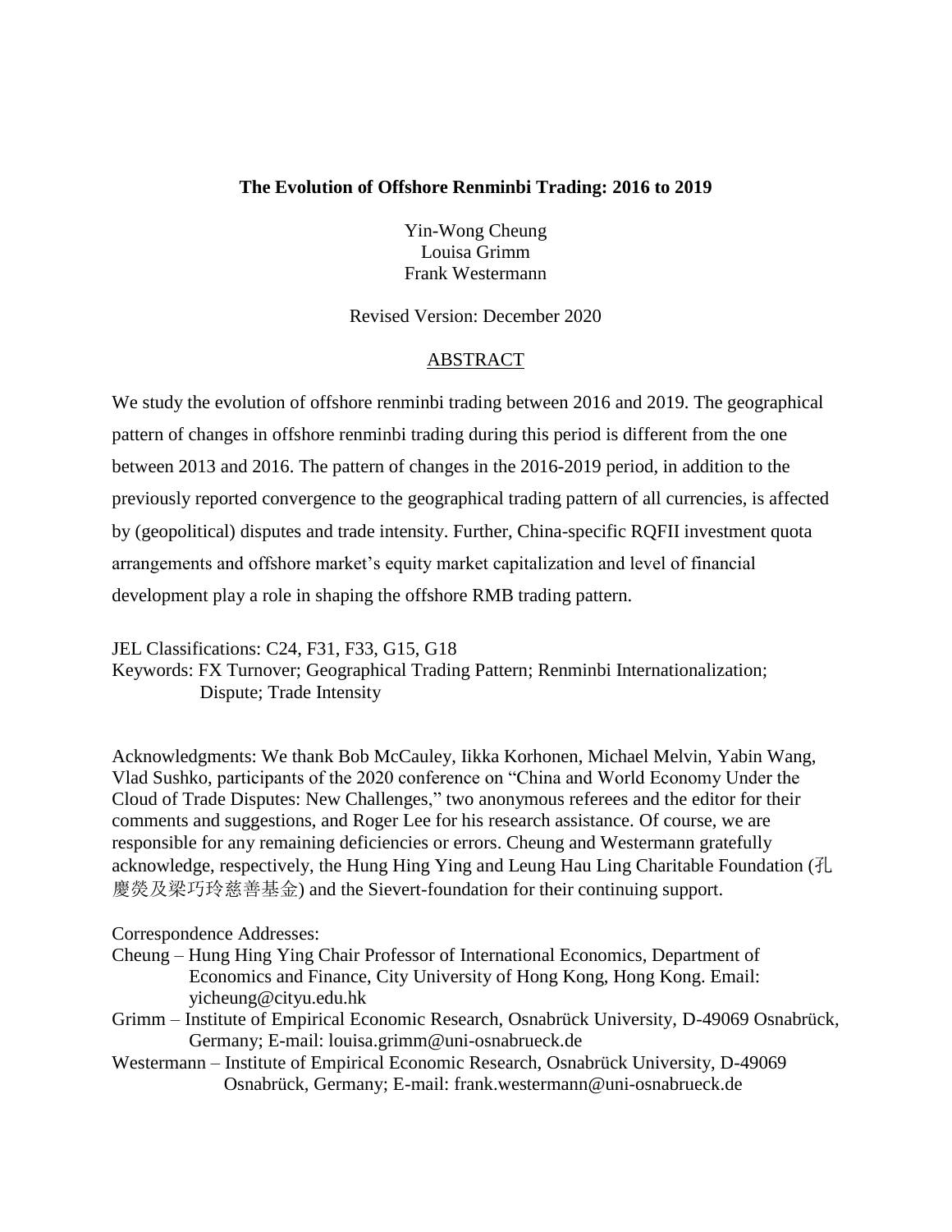**The Evolution of Offshore Renminbi Trading: 2016 to 2019**

Yin-Wong Cheung
Louisa Grimm
Frank Westermann

Revised Version: December 2020

ABSTRACT

We study the evolution of offshore renminbi trading between 2016 and 2019. The geographical pattern of changes in offshore renminbi trading during this period is different from the one between 2013 and 2016. The pattern of changes in the 2016-2019 period, in addition to the previously reported convergence to the geographical trading pattern of all currencies, is affected by (geopolitical) disputes and trade intensity. Further, China-specific RQFII investment quota arrangements and offshore market's equity market capitalization and level of financial development play a role in shaping the offshore RMB trading pattern.

JEL Classifications: C24, F31, F33, G15, G18
Keywords: FX Turnover; Geographical Trading Pattern; Renminbi Internationalization; Dispute; Trade Intensity

Acknowledgments: We thank Bob McCauley, Iikka Korhonen, Michael Melvin, Yabin Wang, Vlad Sushko, participants of the 2020 conference on "China and World Economy Under the Cloud of Trade Disputes: New Challenges," two anonymous referees and the editor for their comments and suggestions, and Roger Lee for his research assistance. Of course, we are responsible for any remaining deficiencies or errors. Cheung and Westermann gratefully acknowledge, respectively, the Hung Hing Ying and Leung Hau Ling Charitable Foundation (孔慶熒及梁巧玲慈善基金) and the Sievert-foundation for their continuing support.

Correspondence Addresses:
Cheung – Hung Hing Ying Chair Professor of International Economics, Department of Economics and Finance, City University of Hong Kong, Hong Kong. Email: yicheung@cityu.edu.hk
Grimm – Institute of Empirical Economic Research, Osnabrück University, D-49069 Osnabrück, Germany; E-mail: louisa.grimm@uni-osnabrueck.de
Westermann – Institute of Empirical Economic Research, Osnabrück University, D-49069 Osnabrück, Germany; E-mail: frank.westermann@uni-osnabrueck.de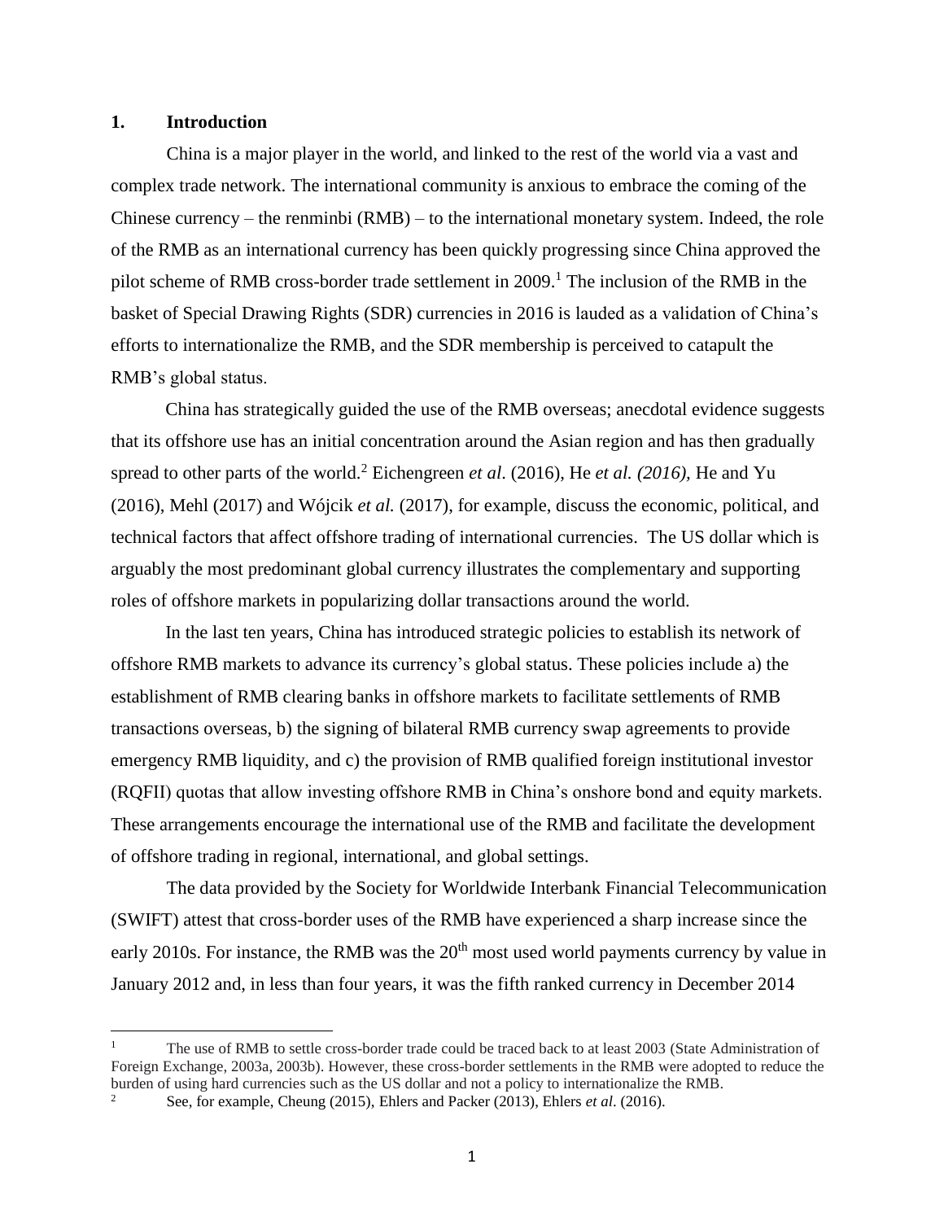## 1. Introduction

China is a major player in the world, and linked to the rest of the world via a vast and complex trade network. The international community is anxious to embrace the coming of the Chinese currency – the renminbi (RMB) – to the international monetary system. Indeed, the role of the RMB as an international currency has been quickly progressing since China approved the pilot scheme of RMB cross-border trade settlement in 2009.[1] The inclusion of the RMB in the basket of Special Drawing Rights (SDR) currencies in 2016 is lauded as a validation of China's efforts to internationalize the RMB, and the SDR membership is perceived to catapult the RMB's global status.

China has strategically guided the use of the RMB overseas; anecdotal evidence suggests that its offshore use has an initial concentration around the Asian region and has then gradually spread to other parts of the world.[2] Eichengreen *et al.* (2016), He *et al. (2016),* He and Yu (2016), Mehl (2017) and Wójcik *et al.* (2017), for example, discuss the economic, political, and technical factors that affect offshore trading of international currencies. The US dollar which is arguably the most predominant global currency illustrates the complementary and supporting roles of offshore markets in popularizing dollar transactions around the world.

In the last ten years, China has introduced strategic policies to establish its network of offshore RMB markets to advance its currency's global status. These policies include a) the establishment of RMB clearing banks in offshore markets to facilitate settlements of RMB transactions overseas, b) the signing of bilateral RMB currency swap agreements to provide emergency RMB liquidity, and c) the provision of RMB qualified foreign institutional investor (RQFII) quotas that allow investing offshore RMB in China's onshore bond and equity markets. These arrangements encourage the international use of the RMB and facilitate the development of offshore trading in regional, international, and global settings.

The data provided by the Society for Worldwide Interbank Financial Telecommunication (SWIFT) attest that cross-border uses of the RMB have experienced a sharp increase since the early 2010s. For instance, the RMB was the 20th most used world payments currency by value in January 2012 and, in less than four years, it was the fifth ranked currency in December 2014

---

[1] The use of RMB to settle cross-border trade could be traced back to at least 2003 (State Administration of Foreign Exchange, 2003a, 2003b). However, these cross-border settlements in the RMB were adopted to reduce the burden of using hard currencies such as the US dollar and not a policy to internationalize the RMB.

[2] See, for example, Cheung (2015), Ehlers and Packer (2013), Ehlers *et al*. (2016).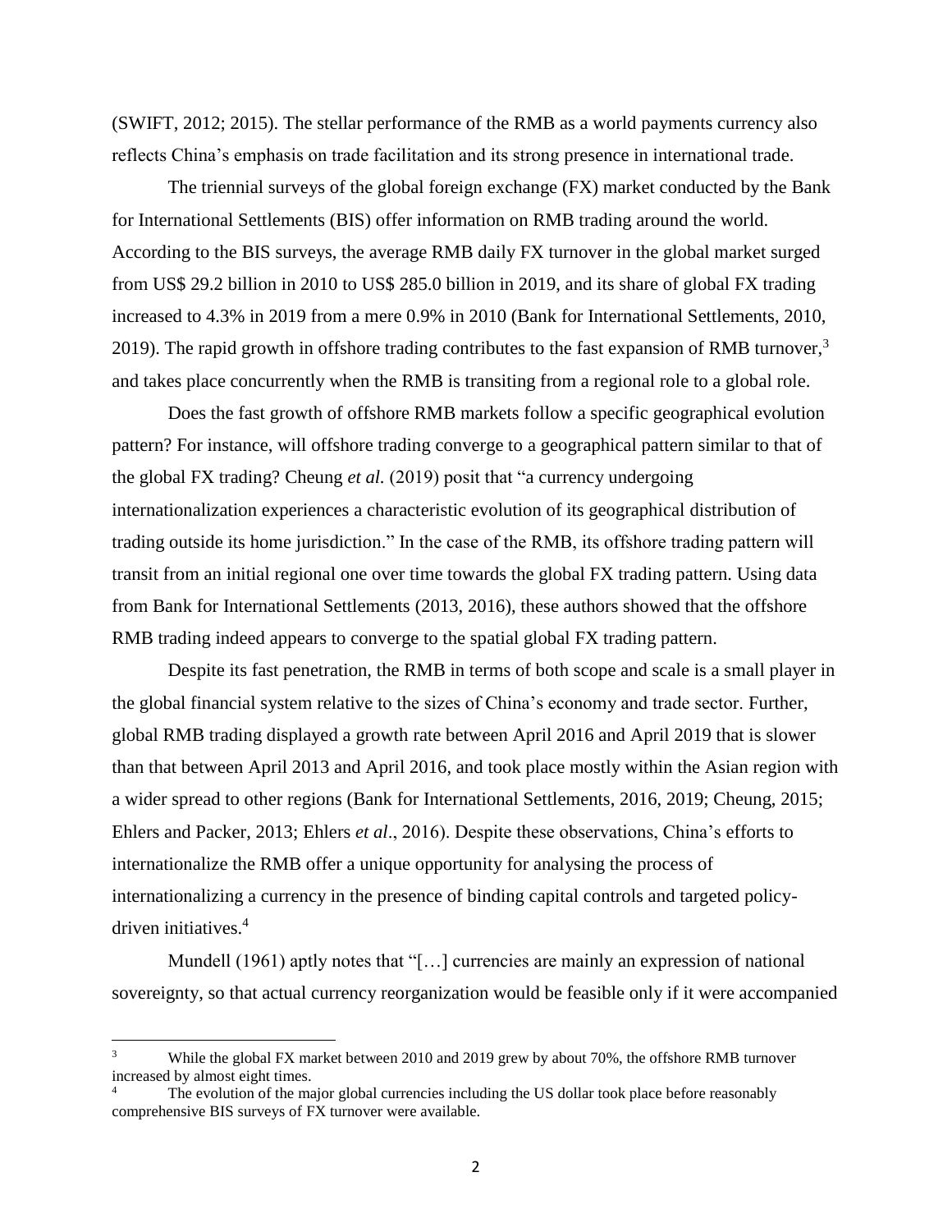(SWIFT, 2012; 2015). The stellar performance of the RMB as a world payments currency also reflects China's emphasis on trade facilitation and its strong presence in international trade.

The triennial surveys of the global foreign exchange (FX) market conducted by the Bank for International Settlements (BIS) offer information on RMB trading around the world. According to the BIS surveys, the average RMB daily FX turnover in the global market surged from US$ 29.2 billion in 2010 to US$ 285.0 billion in 2019, and its share of global FX trading increased to 4.3% in 2019 from a mere 0.9% in 2010 (Bank for International Settlements, 2010, 2019). The rapid growth in offshore trading contributes to the fast expansion of RMB turnover,[3] and takes place concurrently when the RMB is transiting from a regional role to a global role.

Does the fast growth of offshore RMB markets follow a specific geographical evolution pattern? For instance, will offshore trading converge to a geographical pattern similar to that of the global FX trading? Cheung *et al.* (2019) posit that "a currency undergoing internationalization experiences a characteristic evolution of its geographical distribution of trading outside its home jurisdiction." In the case of the RMB, its offshore trading pattern will transit from an initial regional one over time towards the global FX trading pattern. Using data from Bank for International Settlements (2013, 2016), these authors showed that the offshore RMB trading indeed appears to converge to the spatial global FX trading pattern.

Despite its fast penetration, the RMB in terms of both scope and scale is a small player in the global financial system relative to the sizes of China's economy and trade sector. Further, global RMB trading displayed a growth rate between April 2016 and April 2019 that is slower than that between April 2013 and April 2016, and took place mostly within the Asian region with a wider spread to other regions (Bank for International Settlements, 2016, 2019; Cheung, 2015; Ehlers and Packer, 2013; Ehlers *et al*., 2016). Despite these observations, China's efforts to internationalize the RMB offer a unique opportunity for analysing the process of internationalizing a currency in the presence of binding capital controls and targeted policy-driven initiatives.[4]

Mundell (1961) aptly notes that "[…] currencies are mainly an expression of national sovereignty, so that actual currency reorganization would be feasible only if it were accompanied

---

[3] While the global FX market between 2010 and 2019 grew by about 70%, the offshore RMB turnover increased by almost eight times.

[4] The evolution of the major global currencies including the US dollar took place before reasonably comprehensive BIS surveys of FX turnover were available.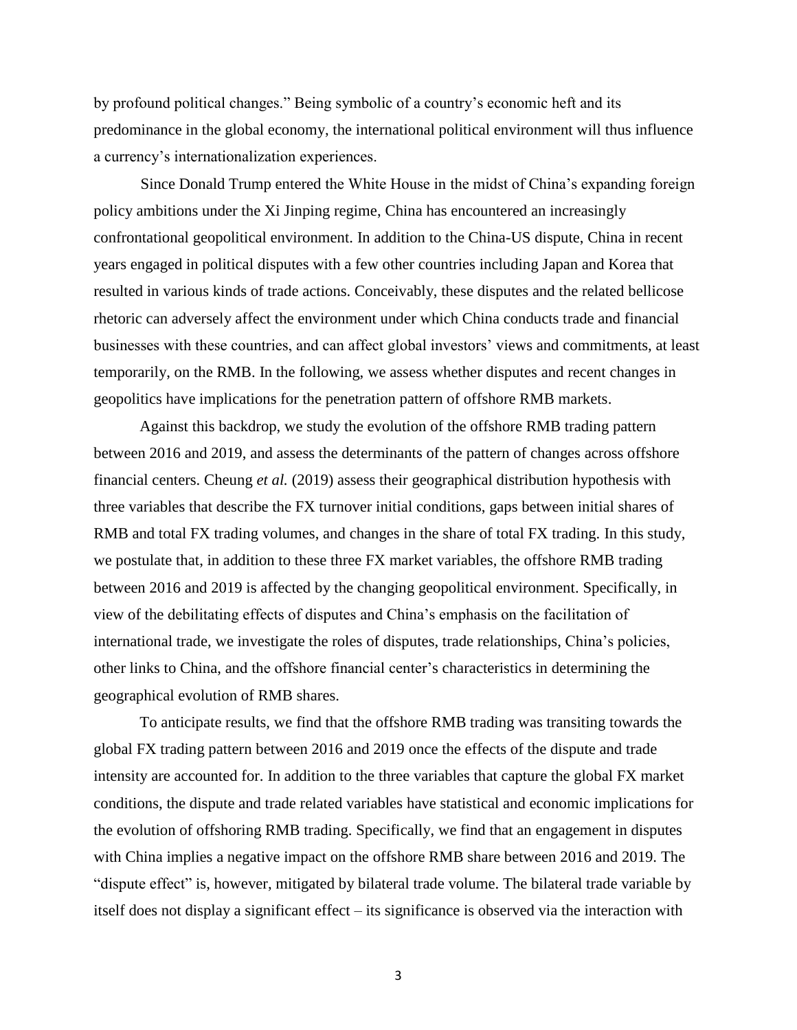by profound political changes." Being symbolic of a country's economic heft and its predominance in the global economy, the international political environment will thus influence a currency's internationalization experiences.

Since Donald Trump entered the White House in the midst of China's expanding foreign policy ambitions under the Xi Jinping regime, China has encountered an increasingly confrontational geopolitical environment. In addition to the China-US dispute, China in recent years engaged in political disputes with a few other countries including Japan and Korea that resulted in various kinds of trade actions. Conceivably, these disputes and the related bellicose rhetoric can adversely affect the environment under which China conducts trade and financial businesses with these countries, and can affect global investors' views and commitments, at least temporarily, on the RMB. In the following, we assess whether disputes and recent changes in geopolitics have implications for the penetration pattern of offshore RMB markets.

Against this backdrop, we study the evolution of the offshore RMB trading pattern between 2016 and 2019, and assess the determinants of the pattern of changes across offshore financial centers. Cheung *et al.* (2019) assess their geographical distribution hypothesis with three variables that describe the FX turnover initial conditions, gaps between initial shares of RMB and total FX trading volumes, and changes in the share of total FX trading. In this study, we postulate that, in addition to these three FX market variables, the offshore RMB trading between 2016 and 2019 is affected by the changing geopolitical environment. Specifically, in view of the debilitating effects of disputes and China's emphasis on the facilitation of international trade, we investigate the roles of disputes, trade relationships, China's policies, other links to China, and the offshore financial center's characteristics in determining the geographical evolution of RMB shares.

To anticipate results, we find that the offshore RMB trading was transiting towards the global FX trading pattern between 2016 and 2019 once the effects of the dispute and trade intensity are accounted for. In addition to the three variables that capture the global FX market conditions, the dispute and trade related variables have statistical and economic implications for the evolution of offshoring RMB trading. Specifically, we find that an engagement in disputes with China implies a negative impact on the offshore RMB share between 2016 and 2019. The "dispute effect" is, however, mitigated by bilateral trade volume. The bilateral trade variable by itself does not display a significant effect – its significance is observed via the interaction with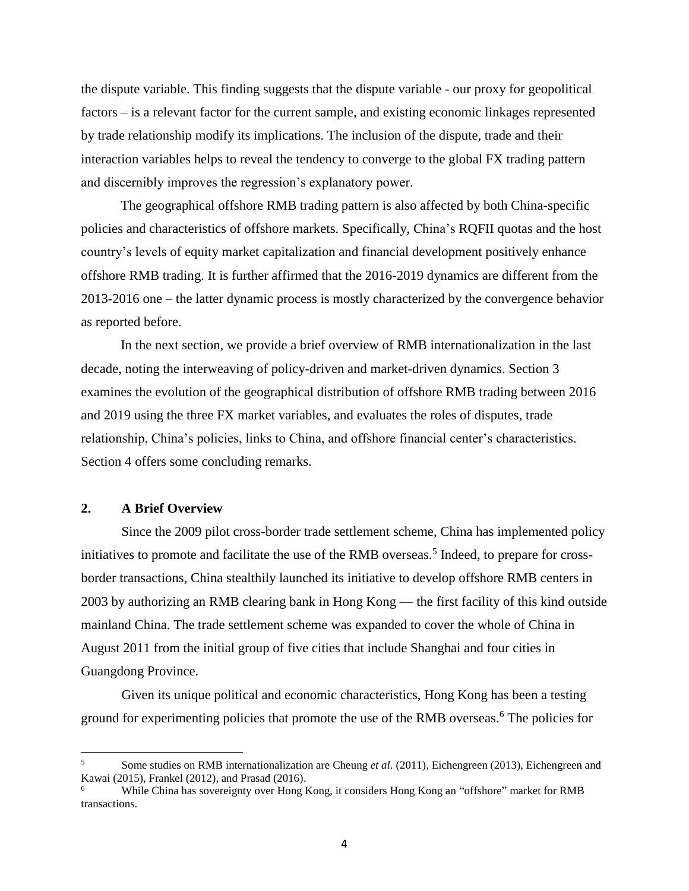the dispute variable. This finding suggests that the dispute variable - our proxy for geopolitical factors – is a relevant factor for the current sample, and existing economic linkages represented by trade relationship modify its implications. The inclusion of the dispute, trade and their interaction variables helps to reveal the tendency to converge to the global FX trading pattern and discernibly improves the regression's explanatory power.

The geographical offshore RMB trading pattern is also affected by both China-specific policies and characteristics of offshore markets. Specifically, China's RQFII quotas and the host country's levels of equity market capitalization and financial development positively enhance offshore RMB trading. It is further affirmed that the 2016-2019 dynamics are different from the 2013-2016 one – the latter dynamic process is mostly characterized by the convergence behavior as reported before.

In the next section, we provide a brief overview of RMB internationalization in the last decade, noting the interweaving of policy-driven and market-driven dynamics. Section 3 examines the evolution of the geographical distribution of offshore RMB trading between 2016 and 2019 using the three FX market variables, and evaluates the roles of disputes, trade relationship, China's policies, links to China, and offshore financial center's characteristics. Section 4 offers some concluding remarks.

## 2. A Brief Overview

Since the 2009 pilot cross-border trade settlement scheme, China has implemented policy initiatives to promote and facilitate the use of the RMB overseas.[5] Indeed, to prepare for cross-border transactions, China stealthily launched its initiative to develop offshore RMB centers in 2003 by authorizing an RMB clearing bank in Hong Kong — the first facility of this kind outside mainland China. The trade settlement scheme was expanded to cover the whole of China in August 2011 from the initial group of five cities that include Shanghai and four cities in Guangdong Province.

Given its unique political and economic characteristics, Hong Kong has been a testing ground for experimenting policies that promote the use of the RMB overseas.[6] The policies for

---

[5] Some studies on RMB internationalization are Cheung *et al*. (2011), Eichengreen (2013), Eichengreen and Kawai (2015), Frankel (2012), and Prasad (2016).

[6] While China has sovereignty over Hong Kong, it considers Hong Kong an "offshore" market for RMB transactions.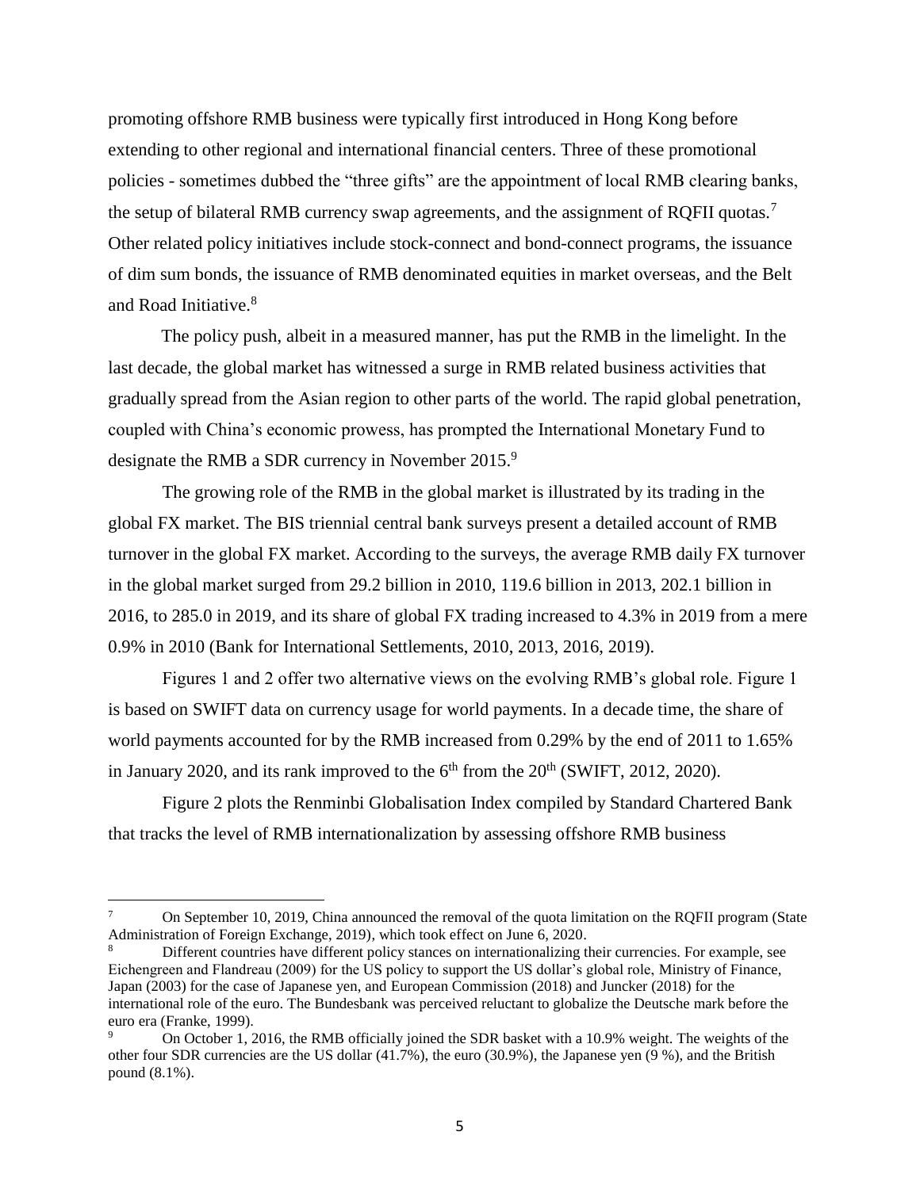promoting offshore RMB business were typically first introduced in Hong Kong before extending to other regional and international financial centers. Three of these promotional policies - sometimes dubbed the "three gifts" are the appointment of local RMB clearing banks, the setup of bilateral RMB currency swap agreements, and the assignment of RQFII quotas.[7] Other related policy initiatives include stock-connect and bond-connect programs, the issuance of dim sum bonds, the issuance of RMB denominated equities in market overseas, and the Belt and Road Initiative.[8]

The policy push, albeit in a measured manner, has put the RMB in the limelight. In the last decade, the global market has witnessed a surge in RMB related business activities that gradually spread from the Asian region to other parts of the world. The rapid global penetration, coupled with China's economic prowess, has prompted the International Monetary Fund to designate the RMB a SDR currency in November 2015.[9]

The growing role of the RMB in the global market is illustrated by its trading in the global FX market. The BIS triennial central bank surveys present a detailed account of RMB turnover in the global FX market. According to the surveys, the average RMB daily FX turnover in the global market surged from 29.2 billion in 2010, 119.6 billion in 2013, 202.1 billion in 2016, to 285.0 in 2019, and its share of global FX trading increased to 4.3% in 2019 from a mere 0.9% in 2010 (Bank for International Settlements, 2010, 2013, 2016, 2019).

Figures 1 and 2 offer two alternative views on the evolving RMB's global role. Figure 1 is based on SWIFT data on currency usage for world payments. In a decade time, the share of world payments accounted for by the RMB increased from 0.29% by the end of 2011 to 1.65% in January 2020, and its rank improved to the 6th from the 20th (SWIFT, 2012, 2020).

Figure 2 plots the Renminbi Globalisation Index compiled by Standard Chartered Bank that tracks the level of RMB internationalization by assessing offshore RMB business

---

[7] On September 10, 2019, China announced the removal of the quota limitation on the RQFII program (State Administration of Foreign Exchange, 2019), which took effect on June 6, 2020.

[8] Different countries have different policy stances on internationalizing their currencies. For example, see Eichengreen and Flandreau (2009) for the US policy to support the US dollar's global role, Ministry of Finance, Japan (2003) for the case of Japanese yen, and European Commission (2018) and Juncker (2018) for the international role of the euro. The Bundesbank was perceived reluctant to globalize the Deutsche mark before the euro era (Franke, 1999).

[9] On October 1, 2016, the RMB officially joined the SDR basket with a 10.9% weight. The weights of the other four SDR currencies are the US dollar (41.7%), the euro (30.9%), the Japanese yen (9 %), and the British pound (8.1%).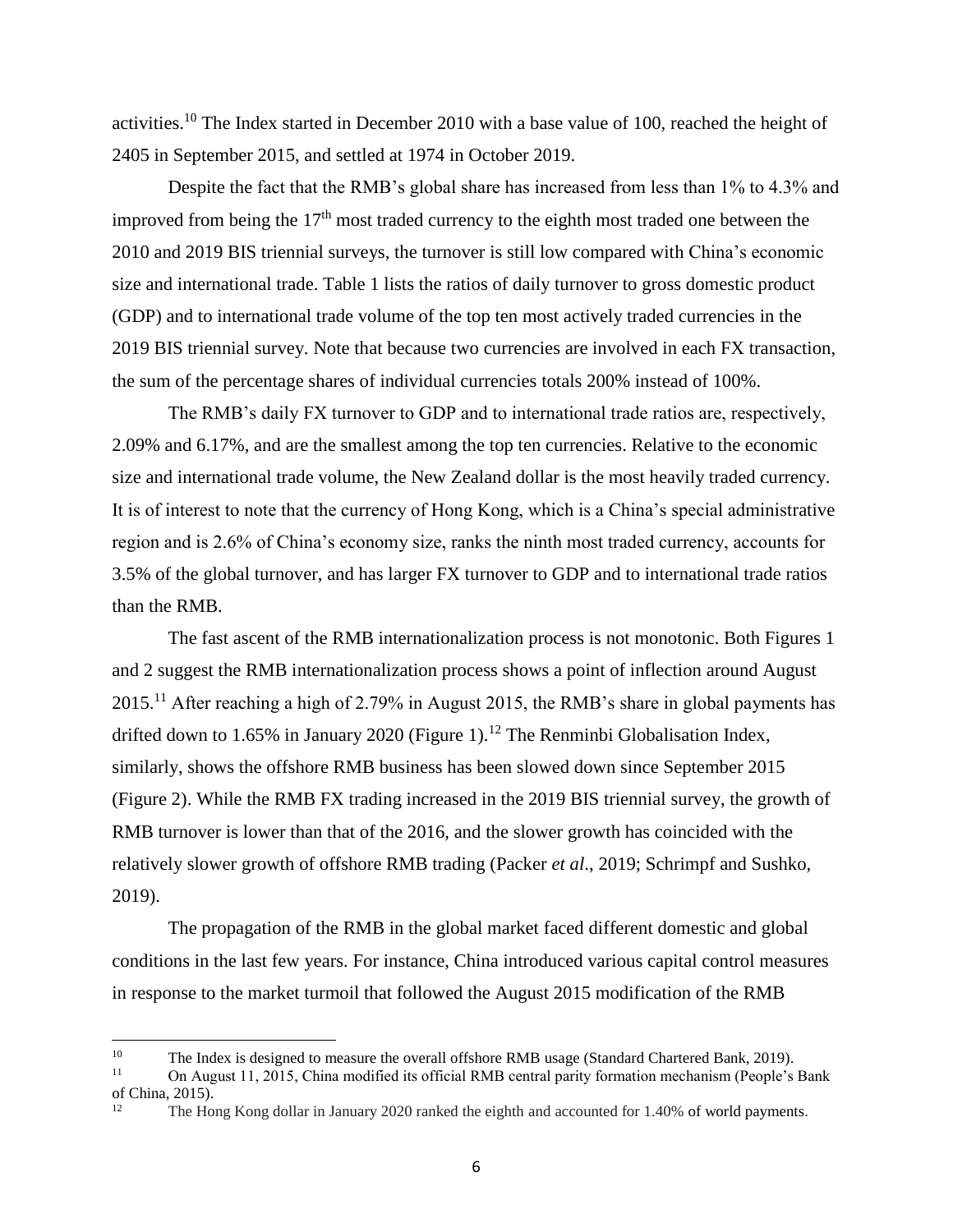activities.[10] The Index started in December 2010 with a base value of 100, reached the height of 2405 in September 2015, and settled at 1974 in October 2019.

Despite the fact that the RMB's global share has increased from less than 1% to 4.3% and improved from being the $17^{th}$ most traded currency to the eighth most traded one between the 2010 and 2019 BIS triennial surveys, the turnover is still low compared with China's economic size and international trade. Table 1 lists the ratios of daily turnover to gross domestic product (GDP) and to international trade volume of the top ten most actively traded currencies in the 2019 BIS triennial survey. Note that because two currencies are involved in each FX transaction, the sum of the percentage shares of individual currencies totals 200% instead of 100%.

The RMB's daily FX turnover to GDP and to international trade ratios are, respectively, 2.09% and 6.17%, and are the smallest among the top ten currencies. Relative to the economic size and international trade volume, the New Zealand dollar is the most heavily traded currency. It is of interest to note that the currency of Hong Kong, which is a China's special administrative region and is 2.6% of China's economy size, ranks the ninth most traded currency, accounts for 3.5% of the global turnover, and has larger FX turnover to GDP and to international trade ratios than the RMB.

The fast ascent of the RMB internationalization process is not monotonic. Both Figures 1 and 2 suggest the RMB internationalization process shows a point of inflection around August 2015.[11] After reaching a high of 2.79% in August 2015, the RMB's share in global payments has drifted down to 1.65% in January 2020 (Figure 1).[12] The Renminbi Globalisation Index, similarly, shows the offshore RMB business has been slowed down since September 2015 (Figure 2). While the RMB FX trading increased in the 2019 BIS triennial survey, the growth of RMB turnover is lower than that of the 2016, and the slower growth has coincided with the relatively slower growth of offshore RMB trading (Packer *et al*., 2019; Schrimpf and Sushko, 2019).

The propagation of the RMB in the global market faced different domestic and global conditions in the last few years. For instance, China introduced various capital control measures in response to the market turmoil that followed the August 2015 modification of the RMB

---

[10] The Index is designed to measure the overall offshore RMB usage (Standard Chartered Bank, 2019).

[11] On August 11, 2015, China modified its official RMB central parity formation mechanism (People's Bank of China, 2015).

[12] The Hong Kong dollar in January 2020 ranked the eighth and accounted for 1.40% of world payments.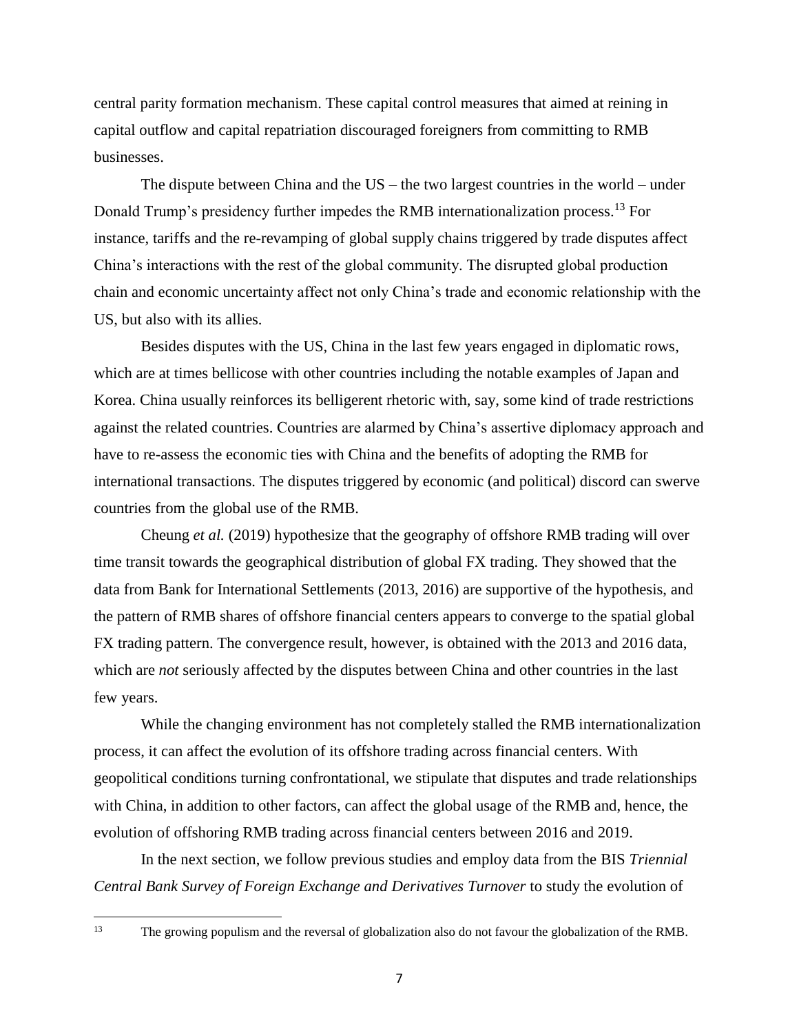central parity formation mechanism. These capital control measures that aimed at reining in capital outflow and capital repatriation discouraged foreigners from committing to RMB businesses.

The dispute between China and the US – the two largest countries in the world – under Donald Trump's presidency further impedes the RMB internationalization process.[13] For instance, tariffs and the re-revamping of global supply chains triggered by trade disputes affect China's interactions with the rest of the global community. The disrupted global production chain and economic uncertainty affect not only China's trade and economic relationship with the US, but also with its allies.

Besides disputes with the US, China in the last few years engaged in diplomatic rows, which are at times bellicose with other countries including the notable examples of Japan and Korea. China usually reinforces its belligerent rhetoric with, say, some kind of trade restrictions against the related countries. Countries are alarmed by China's assertive diplomacy approach and have to re-assess the economic ties with China and the benefits of adopting the RMB for international transactions. The disputes triggered by economic (and political) discord can swerve countries from the global use of the RMB.

Cheung *et al.* (2019) hypothesize that the geography of offshore RMB trading will over time transit towards the geographical distribution of global FX trading. They showed that the data from Bank for International Settlements (2013, 2016) are supportive of the hypothesis, and the pattern of RMB shares of offshore financial centers appears to converge to the spatial global FX trading pattern. The convergence result, however, is obtained with the 2013 and 2016 data, which are *not* seriously affected by the disputes between China and other countries in the last few years.

While the changing environment has not completely stalled the RMB internationalization process, it can affect the evolution of its offshore trading across financial centers. With geopolitical conditions turning confrontational, we stipulate that disputes and trade relationships with China, in addition to other factors, can affect the global usage of the RMB and, hence, the evolution of offshoring RMB trading across financial centers between 2016 and 2019.

In the next section, we follow previous studies and employ data from the BIS *Triennial Central Bank Survey of Foreign Exchange and Derivatives Turnover* to study the evolution of

[13] The growing populism and the reversal of globalization also do not favour the globalization of the RMB.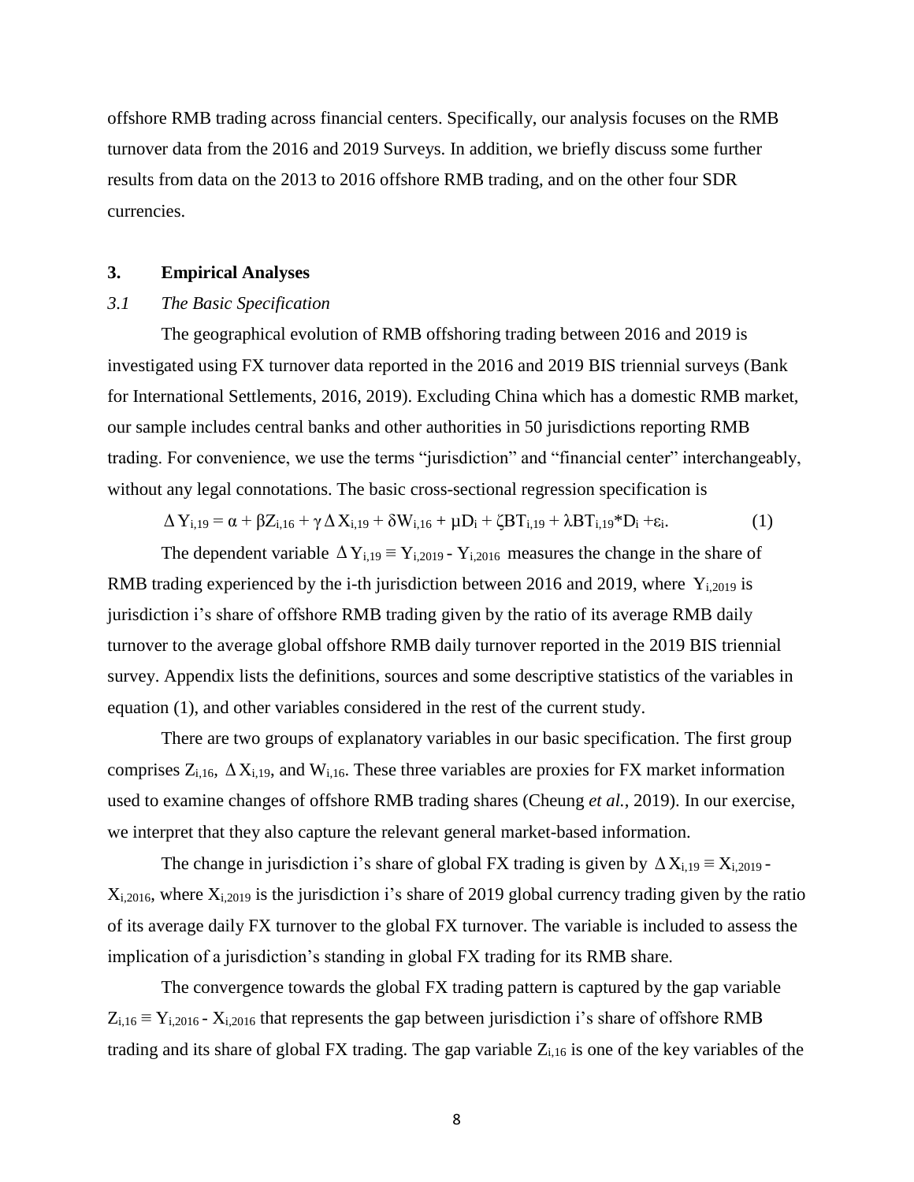offshore RMB trading across financial centers. Specifically, our analysis focuses on the RMB turnover data from the 2016 and 2019 Surveys. In addition, we briefly discuss some further results from data on the 2013 to 2016 offshore RMB trading, and on the other four SDR currencies.

## 3. Empirical Analyses

### *3.1 The Basic Specification*

The geographical evolution of RMB offshoring trading between 2016 and 2019 is investigated using FX turnover data reported in the 2016 and 2019 BIS triennial surveys (Bank for International Settlements, 2016, 2019). Excluding China which has a domestic RMB market, our sample includes central banks and other authorities in 50 jurisdictions reporting RMB trading. For convenience, we use the terms "jurisdiction" and "financial center" interchangeably, without any legal connotations. The basic cross-sectional regression specification is

$$\Delta Y_{i,19} = \alpha + \beta Z_{i,16} + \gamma \Delta X_{i,19} + \delta W_{i,16} + \mu D_i + \zeta BT_{i,19} + \lambda BT_{i,19} * D_i + \varepsilon_i. \qquad (1)$$

The dependent variable $\Delta Y_{i,19} \equiv Y_{i,2019} - Y_{i,2016}$ measures the change in the share of RMB trading experienced by the i-th jurisdiction between 2016 and 2019, where $Y_{i,2019}$ is jurisdiction i's share of offshore RMB trading given by the ratio of its average RMB daily turnover to the average global offshore RMB daily turnover reported in the 2019 BIS triennial survey. Appendix lists the definitions, sources and some descriptive statistics of the variables in equation (1), and other variables considered in the rest of the current study.

There are two groups of explanatory variables in our basic specification. The first group comprises $Z_{i,16}$, $\Delta X_{i,19}$, and $W_{i,16}$. These three variables are proxies for FX market information used to examine changes of offshore RMB trading shares (Cheung *et al.*, 2019). In our exercise, we interpret that they also capture the relevant general market-based information.

The change in jurisdiction i's share of global FX trading is given by $\Delta X_{i,19} \equiv X_{i,2019} - X_{i,2016}$, where $X_{i,2019}$ is the jurisdiction i's share of 2019 global currency trading given by the ratio of its average daily FX turnover to the global FX turnover. The variable is included to assess the implication of a jurisdiction's standing in global FX trading for its RMB share.

The convergence towards the global FX trading pattern is captured by the gap variable $Z_{i,16} \equiv Y_{i,2016} - X_{i,2016}$ that represents the gap between jurisdiction i's share of offshore RMB trading and its share of global FX trading. The gap variable $Z_{i,16}$ is one of the key variables of the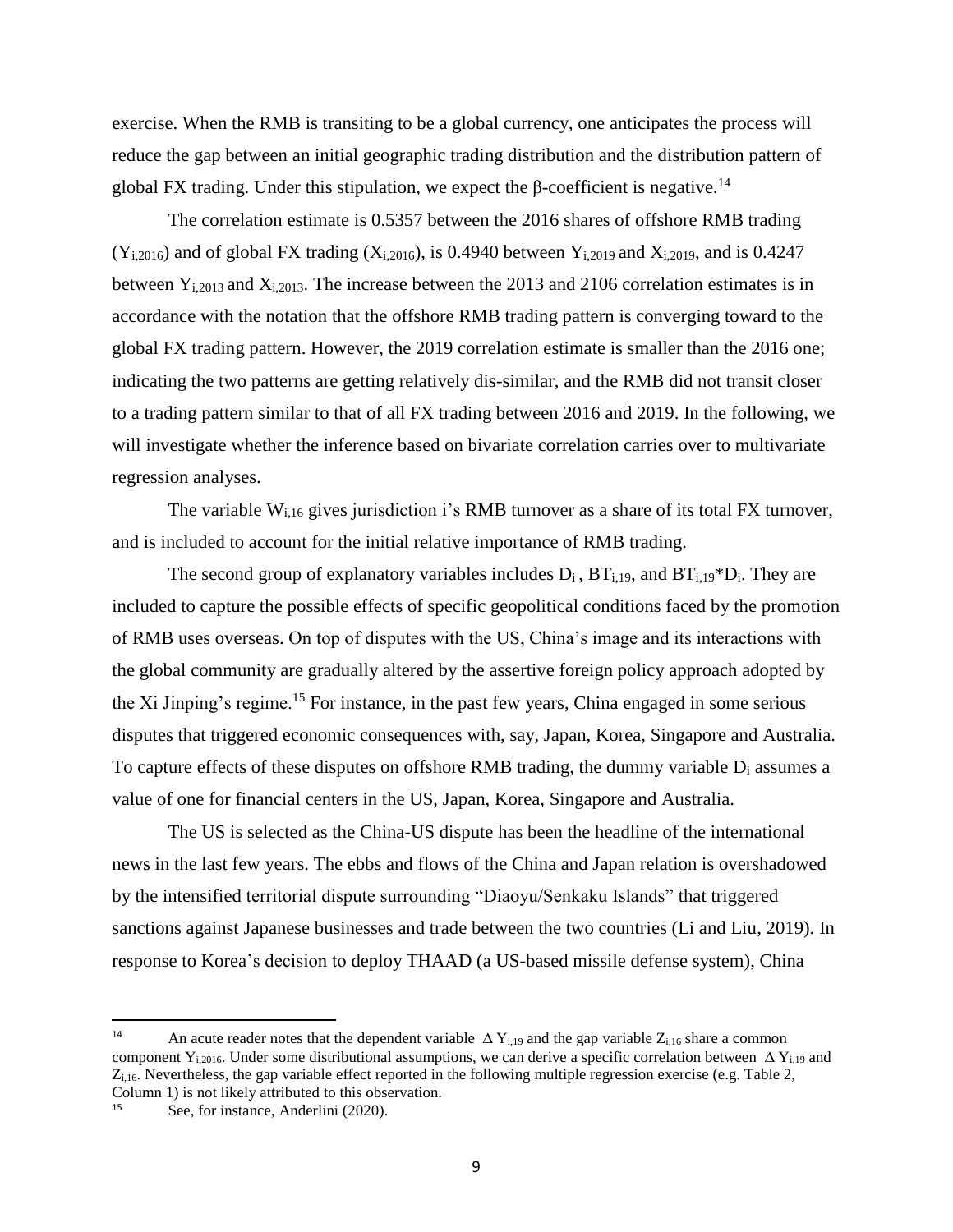exercise. When the RMB is transiting to be a global currency, one anticipates the process will reduce the gap between an initial geographic trading distribution and the distribution pattern of global FX trading. Under this stipulation, we expect the β-coefficient is negative.[14]

The correlation estimate is 0.5357 between the 2016 shares of offshore RMB trading ($Y_{i,2016}$) and of global FX trading ($X_{i,2016}$), is 0.4940 between $Y_{i,2019}$ and $X_{i,2019}$, and is 0.4247 between $Y_{i,2013}$ and $X_{i,2013}$. The increase between the 2013 and 2106 correlation estimates is in accordance with the notation that the offshore RMB trading pattern is converging toward to the global FX trading pattern. However, the 2019 correlation estimate is smaller than the 2016 one; indicating the two patterns are getting relatively dis-similar, and the RMB did not transit closer to a trading pattern similar to that of all FX trading between 2016 and 2019. In the following, we will investigate whether the inference based on bivariate correlation carries over to multivariate regression analyses.

The variable $W_{i,16}$ gives jurisdiction i's RMB turnover as a share of its total FX turnover, and is included to account for the initial relative importance of RMB trading.

The second group of explanatory variables includes $D_i$ , $BT_{i,19}$, and $BT_{i,19}$*$D_i$. They are included to capture the possible effects of specific geopolitical conditions faced by the promotion of RMB uses overseas. On top of disputes with the US, China's image and its interactions with the global community are gradually altered by the assertive foreign policy approach adopted by the Xi Jinping's regime.[15] For instance, in the past few years, China engaged in some serious disputes that triggered economic consequences with, say, Japan, Korea, Singapore and Australia. To capture effects of these disputes on offshore RMB trading, the dummy variable $D_i$ assumes a value of one for financial centers in the US, Japan, Korea, Singapore and Australia.

The US is selected as the China-US dispute has been the headline of the international news in the last few years. The ebbs and flows of the China and Japan relation is overshadowed by the intensified territorial dispute surrounding "Diaoyu/Senkaku Islands" that triggered sanctions against Japanese businesses and trade between the two countries (Li and Liu, 2019). In response to Korea's decision to deploy THAAD (a US-based missile defense system), China

---

[14] An acute reader notes that the dependent variable $\Delta Y_{i,19}$ and the gap variable $Z_{i,16}$ share a common component $Y_{i,2016}$. Under some distributional assumptions, we can derive a specific correlation between $\Delta Y_{i,19}$ and $Z_{i,16}$. Nevertheless, the gap variable effect reported in the following multiple regression exercise (e.g. Table 2, Column 1) is not likely attributed to this observation.

[15] See, for instance, Anderlini (2020).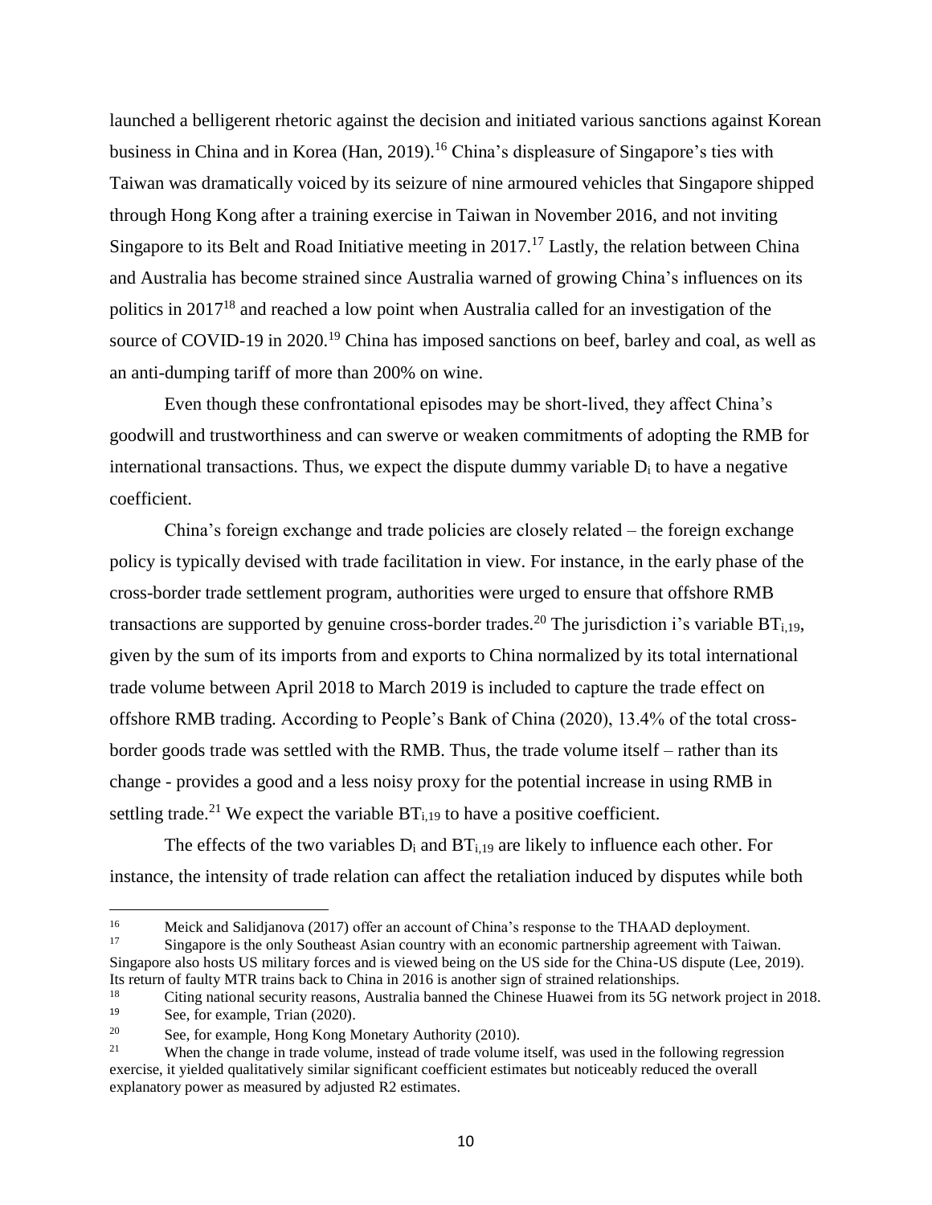launched a belligerent rhetoric against the decision and initiated various sanctions against Korean business in China and in Korea (Han, 2019).[16] China's displeasure of Singapore's ties with Taiwan was dramatically voiced by its seizure of nine armoured vehicles that Singapore shipped through Hong Kong after a training exercise in Taiwan in November 2016, and not inviting Singapore to its Belt and Road Initiative meeting in 2017.[17] Lastly, the relation between China and Australia has become strained since Australia warned of growing China's influences on its politics in 2017[18] and reached a low point when Australia called for an investigation of the source of COVID-19 in 2020.[19] China has imposed sanctions on beef, barley and coal, as well as an anti-dumping tariff of more than 200% on wine.

Even though these confrontational episodes may be short-lived, they affect China's goodwill and trustworthiness and can swerve or weaken commitments of adopting the RMB for international transactions. Thus, we expect the dispute dummy variable $D_i$ to have a negative coefficient.

China's foreign exchange and trade policies are closely related – the foreign exchange policy is typically devised with trade facilitation in view. For instance, in the early phase of the cross-border trade settlement program, authorities were urged to ensure that offshore RMB transactions are supported by genuine cross-border trades.[20] The jurisdiction i's variable $BT_{i,19}$, given by the sum of its imports from and exports to China normalized by its total international trade volume between April 2018 to March 2019 is included to capture the trade effect on offshore RMB trading. According to People's Bank of China (2020), 13.4% of the total cross-border goods trade was settled with the RMB. Thus, the trade volume itself – rather than its change - provides a good and a less noisy proxy for the potential increase in using RMB in settling trade.[21] We expect the variable $BT_{i,19}$ to have a positive coefficient.

The effects of the two variables $D_i$ and $BT_{i,19}$ are likely to influence each other. For instance, the intensity of trade relation can affect the retaliation induced by disputes while both

[16] Meick and Salidjanova (2017) offer an account of China's response to the THAAD deployment.

[17] Singapore is the only Southeast Asian country with an economic partnership agreement with Taiwan. Singapore also hosts US military forces and is viewed being on the US side for the China-US dispute (Lee, 2019). Its return of faulty MTR trains back to China in 2016 is another sign of strained relationships.

[18] Citing national security reasons, Australia banned the Chinese Huawei from its 5G network project in 2018.

[19] See, for example, Trian (2020).

[20] See, for example, Hong Kong Monetary Authority (2010).

[21] When the change in trade volume, instead of trade volume itself, was used in the following regression exercise, it yielded qualitatively similar significant coefficient estimates but noticeably reduced the overall explanatory power as measured by adjusted R2 estimates.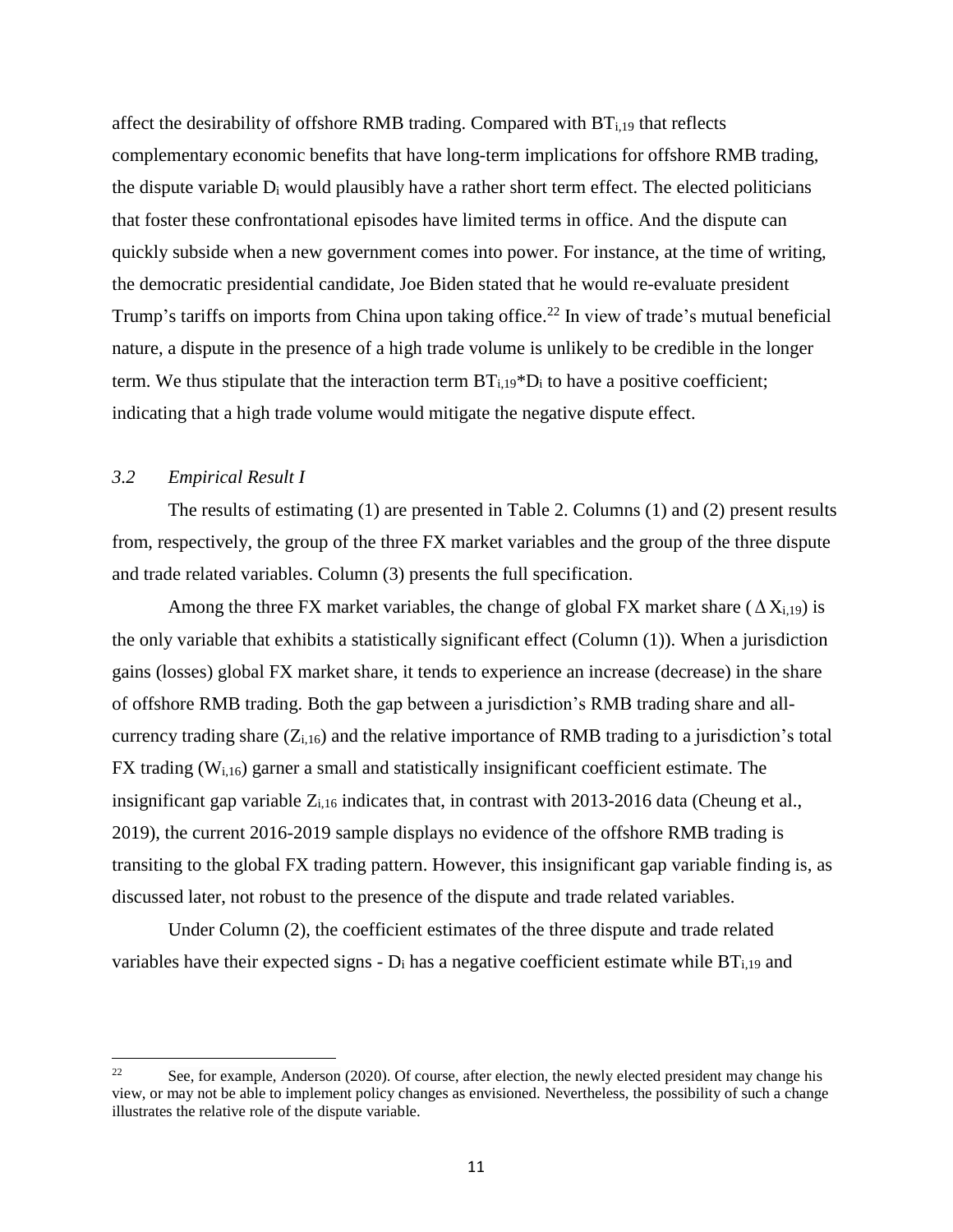affect the desirability of offshore RMB trading. Compared with $BT_{i,19}$ that reflects complementary economic benefits that have long-term implications for offshore RMB trading, the dispute variable $D_i$ would plausibly have a rather short term effect. The elected politicians that foster these confrontational episodes have limited terms in office. And the dispute can quickly subside when a new government comes into power. For instance, at the time of writing, the democratic presidential candidate, Joe Biden stated that he would re-evaluate president Trump's tariffs on imports from China upon taking office.[22] In view of trade's mutual beneficial nature, a dispute in the presence of a high trade volume is unlikely to be credible in the longer term. We thus stipulate that the interaction term $BT_{i,19}*D_i$ to have a positive coefficient; indicating that a high trade volume would mitigate the negative dispute effect.

### *3.2 Empirical Result I*

The results of estimating (1) are presented in Table 2. Columns (1) and (2) present results from, respectively, the group of the three FX market variables and the group of the three dispute and trade related variables. Column (3) presents the full specification.

Among the three FX market variables, the change of global FX market share ($\Delta X_{i,19}$) is the only variable that exhibits a statistically significant effect (Column (1)). When a jurisdiction gains (losses) global FX market share, it tends to experience an increase (decrease) in the share of offshore RMB trading. Both the gap between a jurisdiction's RMB trading share and all-currency trading share ($Z_{i,16}$) and the relative importance of RMB trading to a jurisdiction's total FX trading ($W_{i,16}$) garner a small and statistically insignificant coefficient estimate. The insignificant gap variable $Z_{i,16}$ indicates that, in contrast with 2013-2016 data (Cheung et al., 2019), the current 2016-2019 sample displays no evidence of the offshore RMB trading is transiting to the global FX trading pattern. However, this insignificant gap variable finding is, as discussed later, not robust to the presence of the dispute and trade related variables.

Under Column (2), the coefficient estimates of the three dispute and trade related variables have their expected signs - $D_i$ has a negative coefficient estimate while $BT_{i,19}$ and

[22] See, for example, Anderson (2020). Of course, after election, the newly elected president may change his view, or may not be able to implement policy changes as envisioned. Nevertheless, the possibility of such a change illustrates the relative role of the dispute variable.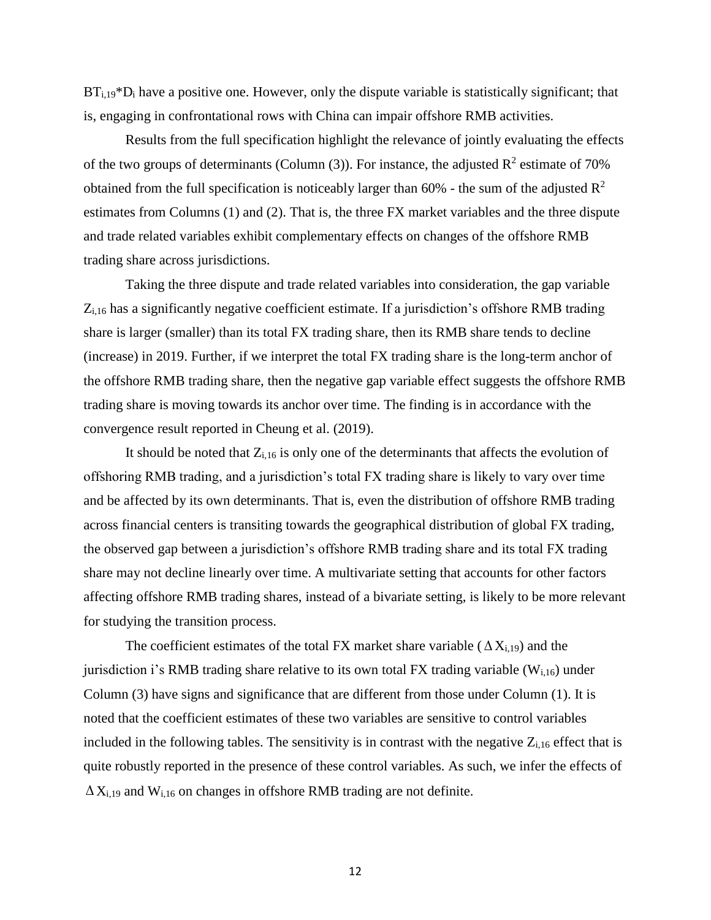$BT_{i,19}*D_i$ have a positive one. However, only the dispute variable is statistically significant; that is, engaging in confrontational rows with China can impair offshore RMB activities.

Results from the full specification highlight the relevance of jointly evaluating the effects of the two groups of determinants (Column (3)). For instance, the adjusted $R^2$ estimate of 70% obtained from the full specification is noticeably larger than 60% - the sum of the adjusted $R^2$ estimates from Columns (1) and (2). That is, the three FX market variables and the three dispute and trade related variables exhibit complementary effects on changes of the offshore RMB trading share across jurisdictions.

Taking the three dispute and trade related variables into consideration, the gap variable $Z_{i,16}$ has a significantly negative coefficient estimate. If a jurisdiction's offshore RMB trading share is larger (smaller) than its total FX trading share, then its RMB share tends to decline (increase) in 2019. Further, if we interpret the total FX trading share is the long-term anchor of the offshore RMB trading share, then the negative gap variable effect suggests the offshore RMB trading share is moving towards its anchor over time. The finding is in accordance with the convergence result reported in Cheung et al. (2019).

It should be noted that $Z_{i,16}$ is only one of the determinants that affects the evolution of offshoring RMB trading, and a jurisdiction's total FX trading share is likely to vary over time and be affected by its own determinants. That is, even the distribution of offshore RMB trading across financial centers is transiting towards the geographical distribution of global FX trading, the observed gap between a jurisdiction's offshore RMB trading share and its total FX trading share may not decline linearly over time. A multivariate setting that accounts for other factors affecting offshore RMB trading shares, instead of a bivariate setting, is likely to be more relevant for studying the transition process.

The coefficient estimates of the total FX market share variable ($\Delta X_{i,19}$) and the jurisdiction i's RMB trading share relative to its own total FX trading variable ($W_{i,16}$) under Column (3) have signs and significance that are different from those under Column (1). It is noted that the coefficient estimates of these two variables are sensitive to control variables included in the following tables. The sensitivity is in contrast with the negative $Z_{i,16}$ effect that is quite robustly reported in the presence of these control variables. As such, we infer the effects of $\Delta X_{i,19}$ and $W_{i,16}$ on changes in offshore RMB trading are not definite.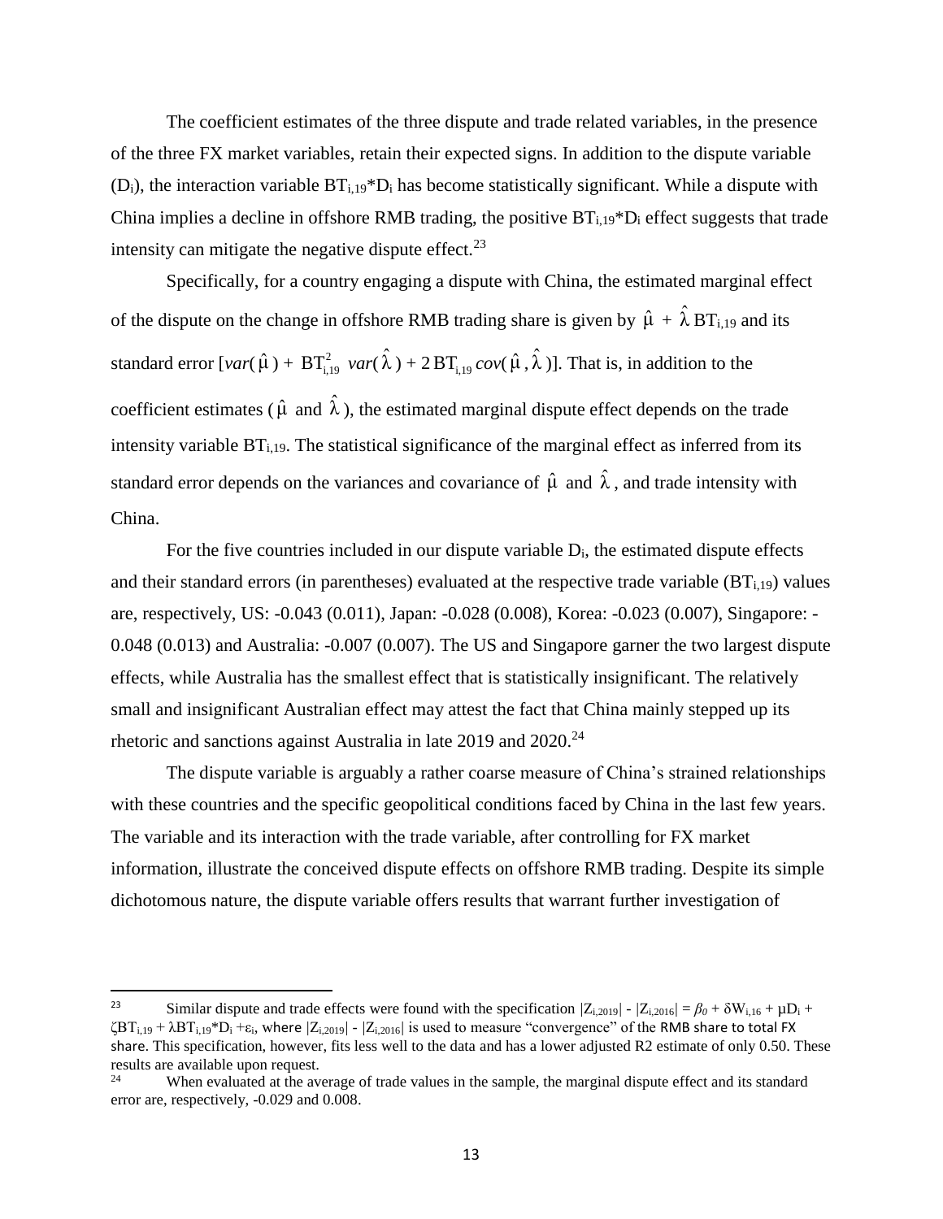The coefficient estimates of the three dispute and trade related variables, in the presence of the three FX market variables, retain their expected signs. In addition to the dispute variable ($D_i$), the interaction variable $BT_{i,19}*D_i$ has become statistically significant. While a dispute with China implies a decline in offshore RMB trading, the positive $BT_{i,19}*D_i$ effect suggests that trade intensity can mitigate the negative dispute effect.[23]

Specifically, for a country engaging a dispute with China, the estimated marginal effect of the dispute on the change in offshore RMB trading share is given by $\hat{\mu} + \hat{\lambda} BT_{i,19}$ and its standard error $[var(\hat{\mu}) + BT_{i,19}^2 \; var(\hat{\lambda}) + 2 BT_{i,19} \, cov(\hat{\mu}, \hat{\lambda})]$. That is, in addition to the coefficient estimates ($\hat{\mu}$ and $\hat{\lambda}$), the estimated marginal dispute effect depends on the trade intensity variable $BT_{i,19}$. The statistical significance of the marginal effect as inferred from its standard error depends on the variances and covariance of $\hat{\mu}$ and $\hat{\lambda}$, and trade intensity with China.

For the five countries included in our dispute variable $D_i$, the estimated dispute effects and their standard errors (in parentheses) evaluated at the respective trade variable ($BT_{i,19}$) values are, respectively, US: -0.043 (0.011), Japan: -0.028 (0.008), Korea: -0.023 (0.007), Singapore: -0.048 (0.013) and Australia: -0.007 (0.007). The US and Singapore garner the two largest dispute effects, while Australia has the smallest effect that is statistically insignificant. The relatively small and insignificant Australian effect may attest the fact that China mainly stepped up its rhetoric and sanctions against Australia in late 2019 and 2020.[24]

The dispute variable is arguably a rather coarse measure of China's strained relationships with these countries and the specific geopolitical conditions faced by China in the last few years. The variable and its interaction with the trade variable, after controlling for FX market information, illustrate the conceived dispute effects on offshore RMB trading. Despite its simple dichotomous nature, the dispute variable offers results that warrant further investigation of

---

[23] Similar dispute and trade effects were found with the specification $|Z_{i,2019}| - |Z_{i,2016}| = \beta_0 + \delta W_{i,16} + \mu D_i + \zeta BT_{i,19} + \lambda BT_{i,19}*D_i + \varepsilon_i$, where $|Z_{i,2019}| - |Z_{i,2016}|$ is used to measure "convergence" of the RMB share to total FX share. This specification, however, fits less well to the data and has a lower adjusted R2 estimate of only 0.50. These results are available upon request.

[24] When evaluated at the average of trade values in the sample, the marginal dispute effect and its standard error are, respectively, -0.029 and 0.008.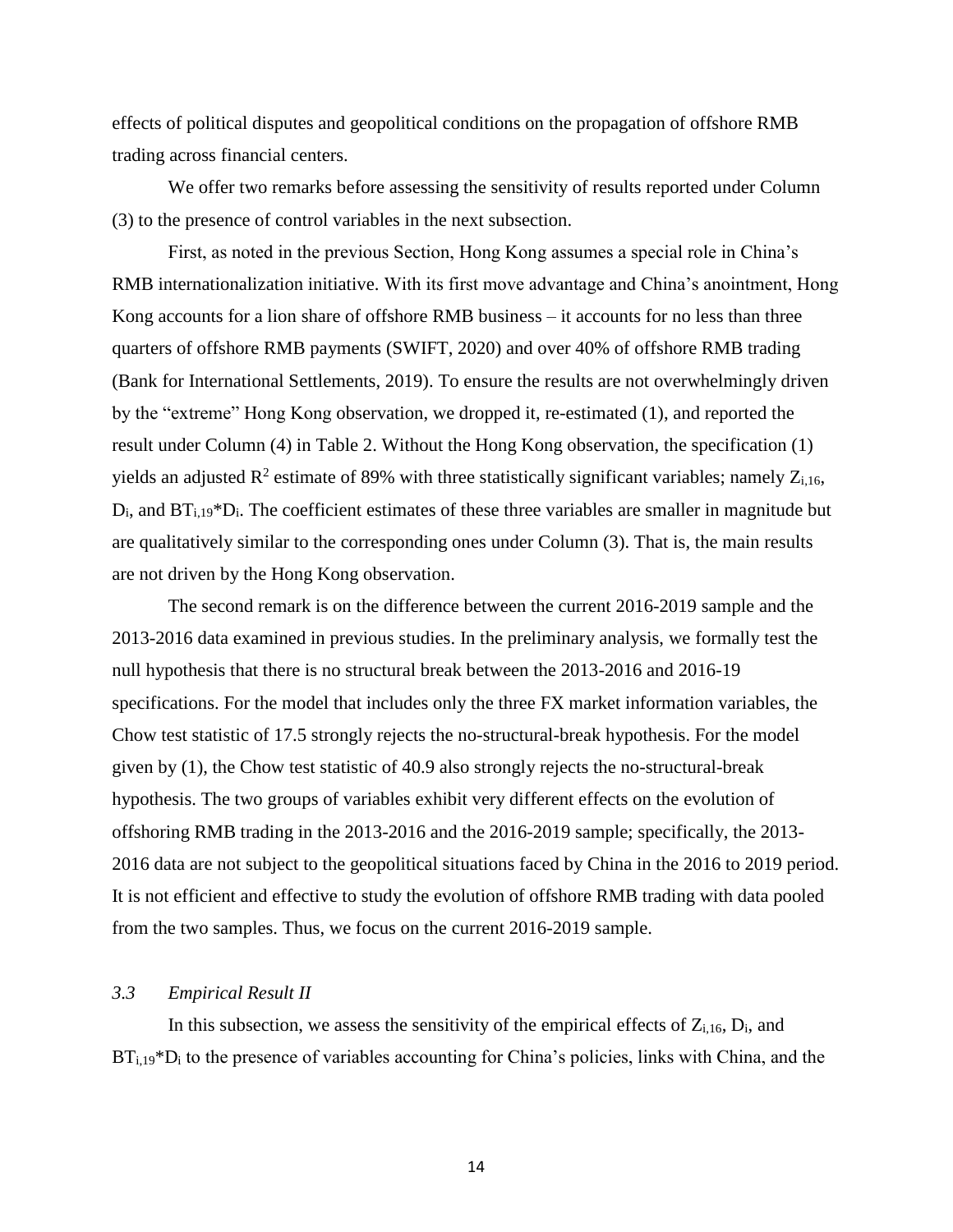effects of political disputes and geopolitical conditions on the propagation of offshore RMB trading across financial centers.

We offer two remarks before assessing the sensitivity of results reported under Column (3) to the presence of control variables in the next subsection.

First, as noted in the previous Section, Hong Kong assumes a special role in China's RMB internationalization initiative. With its first move advantage and China's anointment, Hong Kong accounts for a lion share of offshore RMB business – it accounts for no less than three quarters of offshore RMB payments (SWIFT, 2020) and over 40% of offshore RMB trading (Bank for International Settlements, 2019). To ensure the results are not overwhelmingly driven by the "extreme" Hong Kong observation, we dropped it, re-estimated (1), and reported the result under Column (4) in Table 2. Without the Hong Kong observation, the specification (1) yields an adjusted $R^2$ estimate of 89% with three statistically significant variables; namely $Z_{i,16}$, $D_i$, and $BT_{i,19}$*$D_i$. The coefficient estimates of these three variables are smaller in magnitude but are qualitatively similar to the corresponding ones under Column (3). That is, the main results are not driven by the Hong Kong observation.

The second remark is on the difference between the current 2016-2019 sample and the 2013-2016 data examined in previous studies. In the preliminary analysis, we formally test the null hypothesis that there is no structural break between the 2013-2016 and 2016-19 specifications. For the model that includes only the three FX market information variables, the Chow test statistic of 17.5 strongly rejects the no-structural-break hypothesis. For the model given by (1), the Chow test statistic of 40.9 also strongly rejects the no-structural-break hypothesis. The two groups of variables exhibit very different effects on the evolution of offshoring RMB trading in the 2013-2016 and the 2016-2019 sample; specifically, the 2013-2016 data are not subject to the geopolitical situations faced by China in the 2016 to 2019 period. It is not efficient and effective to study the evolution of offshore RMB trading with data pooled from the two samples. Thus, we focus on the current 2016-2019 sample.

### *3.3 Empirical Result II*

In this subsection, we assess the sensitivity of the empirical effects of $Z_{i,16}$, $D_i$, and $BT_{i,19}$*$D_i$ to the presence of variables accounting for China's policies, links with China, and the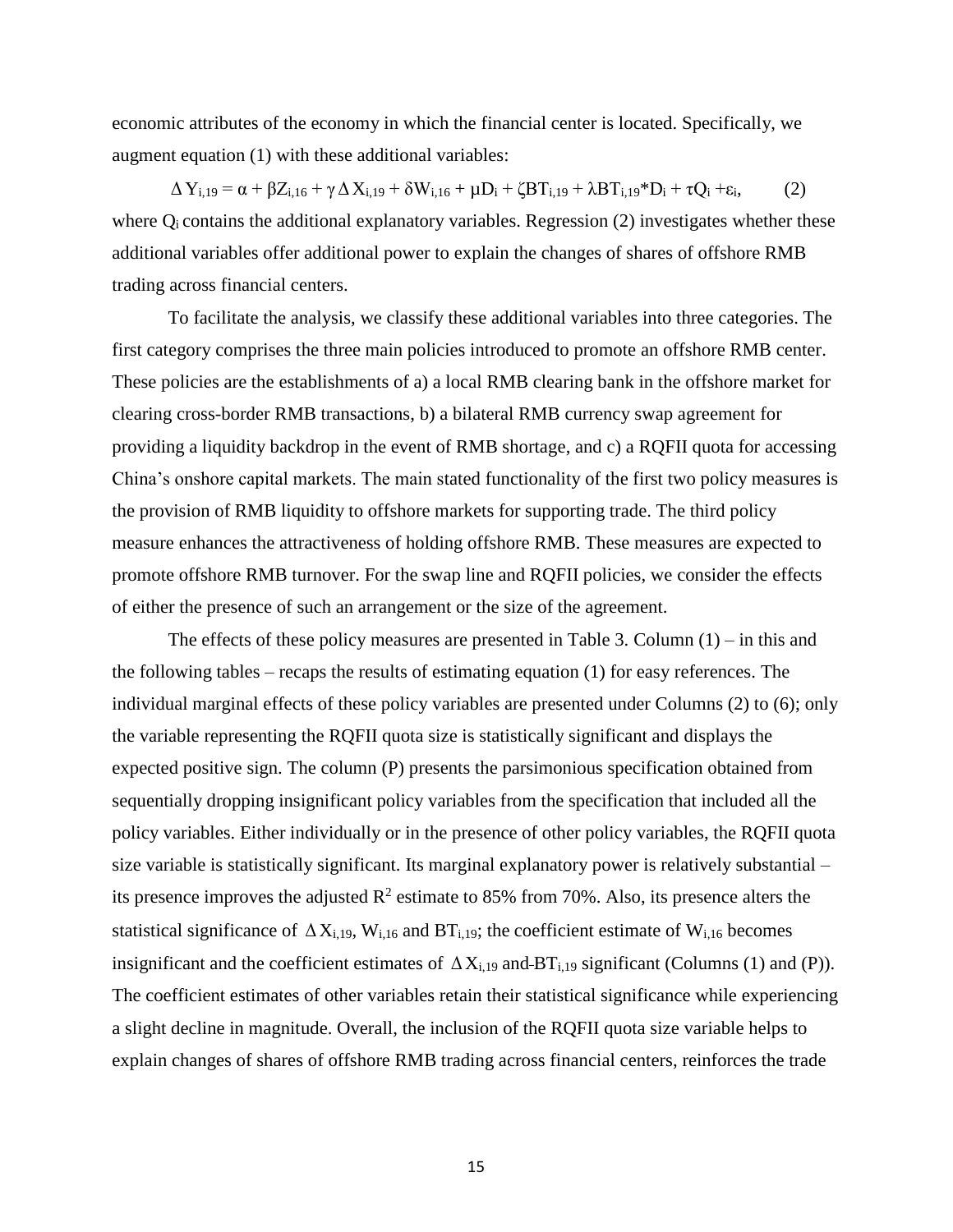economic attributes of the economy in which the financial center is located. Specifically, we augment equation (1) with these additional variables:

$$\Delta Y_{i,19} = \alpha + \beta Z_{i,16} + \gamma \Delta X_{i,19} + \delta W_{i,16} + \mu D_i + \zeta BT_{i,19} + \lambda BT_{i,19} {*} D_i + \tau Q_i + \varepsilon_i, \qquad (2)$$

where $Q_i$ contains the additional explanatory variables. Regression (2) investigates whether these additional variables offer additional power to explain the changes of shares of offshore RMB trading across financial centers.

To facilitate the analysis, we classify these additional variables into three categories. The first category comprises the three main policies introduced to promote an offshore RMB center. These policies are the establishments of a) a local RMB clearing bank in the offshore market for clearing cross-border RMB transactions, b) a bilateral RMB currency swap agreement for providing a liquidity backdrop in the event of RMB shortage, and c) a RQFII quota for accessing China's onshore capital markets. The main stated functionality of the first two policy measures is the provision of RMB liquidity to offshore markets for supporting trade. The third policy measure enhances the attractiveness of holding offshore RMB. These measures are expected to promote offshore RMB turnover. For the swap line and RQFII policies, we consider the effects of either the presence of such an arrangement or the size of the agreement.

The effects of these policy measures are presented in Table 3. Column (1) – in this and the following tables – recaps the results of estimating equation (1) for easy references. The individual marginal effects of these policy variables are presented under Columns (2) to (6); only the variable representing the RQFII quota size is statistically significant and displays the expected positive sign. The column (P) presents the parsimonious specification obtained from sequentially dropping insignificant policy variables from the specification that included all the policy variables. Either individually or in the presence of other policy variables, the RQFII quota size variable is statistically significant. Its marginal explanatory power is relatively substantial – its presence improves the adjusted $R^2$ estimate to 85% from 70%. Also, its presence alters the statistical significance of $\Delta X_{i,19}$, $W_{i,16}$ and $BT_{i,19}$; the coefficient estimate of $W_{i,16}$ becomes insignificant and the coefficient estimates of $\Delta X_{i,19}$ and $BT_{i,19}$ significant (Columns (1) and (P)). The coefficient estimates of other variables retain their statistical significance while experiencing a slight decline in magnitude. Overall, the inclusion of the RQFII quota size variable helps to explain changes of shares of offshore RMB trading across financial centers, reinforces the trade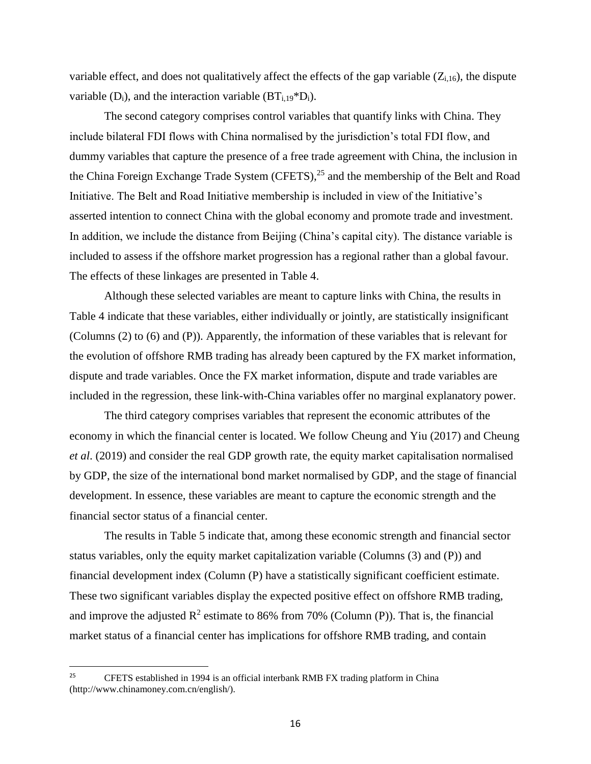variable effect, and does not qualitatively affect the effects of the gap variable ($Z_{i,16}$), the dispute variable ($D_i$), and the interaction variable ($BT_{i,19}*D_i$).

The second category comprises control variables that quantify links with China. They include bilateral FDI flows with China normalised by the jurisdiction's total FDI flow, and dummy variables that capture the presence of a free trade agreement with China, the inclusion in the China Foreign Exchange Trade System (CFETS),[25] and the membership of the Belt and Road Initiative. The Belt and Road Initiative membership is included in view of the Initiative's asserted intention to connect China with the global economy and promote trade and investment. In addition, we include the distance from Beijing (China's capital city). The distance variable is included to assess if the offshore market progression has a regional rather than a global favour. The effects of these linkages are presented in Table 4.

Although these selected variables are meant to capture links with China, the results in Table 4 indicate that these variables, either individually or jointly, are statistically insignificant (Columns (2) to (6) and (P)). Apparently, the information of these variables that is relevant for the evolution of offshore RMB trading has already been captured by the FX market information, dispute and trade variables. Once the FX market information, dispute and trade variables are included in the regression, these link-with-China variables offer no marginal explanatory power.

The third category comprises variables that represent the economic attributes of the economy in which the financial center is located. We follow Cheung and Yiu (2017) and Cheung *et al*. (2019) and consider the real GDP growth rate, the equity market capitalisation normalised by GDP, the size of the international bond market normalised by GDP, and the stage of financial development. In essence, these variables are meant to capture the economic strength and the financial sector status of a financial center.

The results in Table 5 indicate that, among these economic strength and financial sector status variables, only the equity market capitalization variable (Columns (3) and (P)) and financial development index (Column (P) have a statistically significant coefficient estimate. These two significant variables display the expected positive effect on offshore RMB trading, and improve the adjusted $R^2$ estimate to 86% from 70% (Column (P)). That is, the financial market status of a financial center has implications for offshore RMB trading, and contain

---

[25] CFETS established in 1994 is an official interbank RMB FX trading platform in China (http://www.chinamoney.com.cn/english/).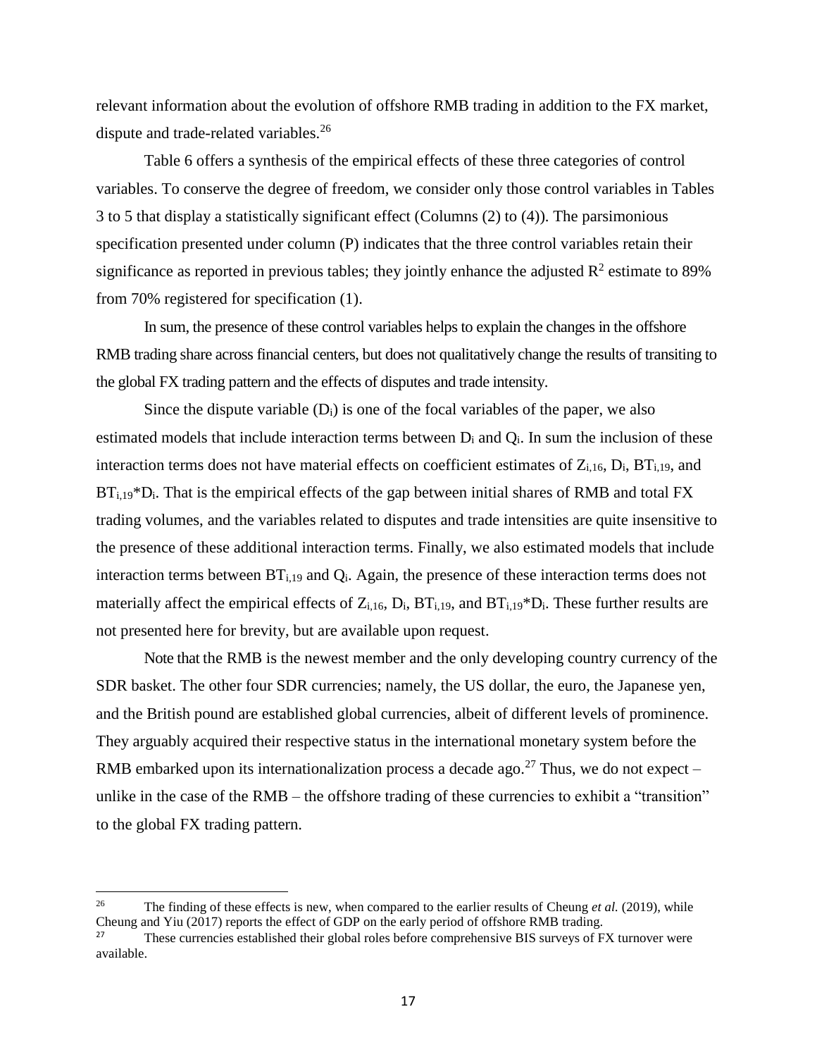relevant information about the evolution of offshore RMB trading in addition to the FX market, dispute and trade-related variables.[26]

Table 6 offers a synthesis of the empirical effects of these three categories of control variables. To conserve the degree of freedom, we consider only those control variables in Tables 3 to 5 that display a statistically significant effect (Columns (2) to (4)). The parsimonious specification presented under column (P) indicates that the three control variables retain their significance as reported in previous tables; they jointly enhance the adjusted $R^2$ estimate to 89% from 70% registered for specification (1).

In sum, the presence of these control variables helps to explain the changes in the offshore RMB trading share across financial centers, but does not qualitatively change the results of transiting to the global FX trading pattern and the effects of disputes and trade intensity.

Since the dispute variable ($D_i$) is one of the focal variables of the paper, we also estimated models that include interaction terms between $D_i$ and $Q_i$. In sum the inclusion of these interaction terms does not have material effects on coefficient estimates of $Z_{i,16}$, $D_i$, $BT_{i,19}$, and $BT_{i,19}*D_i$. That is the empirical effects of the gap between initial shares of RMB and total FX trading volumes, and the variables related to disputes and trade intensities are quite insensitive to the presence of these additional interaction terms. Finally, we also estimated models that include interaction terms between $BT_{i,19}$ and $Q_i$. Again, the presence of these interaction terms does not materially affect the empirical effects of $Z_{i,16}$, $D_i$, $BT_{i,19}$, and $BT_{i,19}*D_i$. These further results are not presented here for brevity, but are available upon request.

Note that the RMB is the newest member and the only developing country currency of the SDR basket. The other four SDR currencies; namely, the US dollar, the euro, the Japanese yen, and the British pound are established global currencies, albeit of different levels of prominence. They arguably acquired their respective status in the international monetary system before the RMB embarked upon its internationalization process a decade ago.[27] Thus, we do not expect – unlike in the case of the RMB – the offshore trading of these currencies to exhibit a "transition" to the global FX trading pattern.

---

[26] The finding of these effects is new, when compared to the earlier results of Cheung *et al.* (2019), while Cheung and Yiu (2017) reports the effect of GDP on the early period of offshore RMB trading.

[27] These currencies established their global roles before comprehensive BIS surveys of FX turnover were available.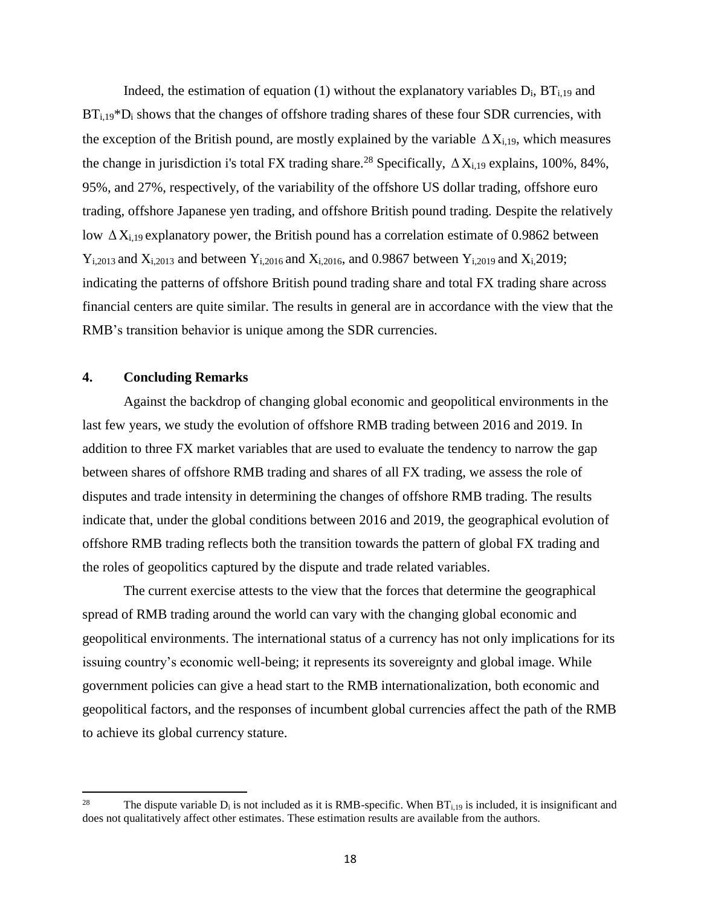Indeed, the estimation of equation (1) without the explanatory variables $D_i$, $BT_{i,19}$ and $BT_{i,19}$*$D_i$ shows that the changes of offshore trading shares of these four SDR currencies, with the exception of the British pound, are mostly explained by the variable $\Delta X_{i,19}$, which measures the change in jurisdiction i's total FX trading share.[28] Specifically, $\Delta X_{i,19}$ explains, 100%, 84%, 95%, and 27%, respectively, of the variability of the offshore US dollar trading, offshore euro trading, offshore Japanese yen trading, and offshore British pound trading. Despite the relatively low $\Delta X_{i,19}$ explanatory power, the British pound has a correlation estimate of 0.9862 between $Y_{i,2013}$ and $X_{i,2013}$ and between $Y_{i,2016}$ and $X_{i,2016}$, and 0.9867 between $Y_{i,2019}$ and $X_{i,}2019$; indicating the patterns of offshore British pound trading share and total FX trading share across financial centers are quite similar. The results in general are in accordance with the view that the RMB's transition behavior is unique among the SDR currencies.

## 4. Concluding Remarks

Against the backdrop of changing global economic and geopolitical environments in the last few years, we study the evolution of offshore RMB trading between 2016 and 2019. In addition to three FX market variables that are used to evaluate the tendency to narrow the gap between shares of offshore RMB trading and shares of all FX trading, we assess the role of disputes and trade intensity in determining the changes of offshore RMB trading. The results indicate that, under the global conditions between 2016 and 2019, the geographical evolution of offshore RMB trading reflects both the transition towards the pattern of global FX trading and the roles of geopolitics captured by the dispute and trade related variables.

The current exercise attests to the view that the forces that determine the geographical spread of RMB trading around the world can vary with the changing global economic and geopolitical environments. The international status of a currency has not only implications for its issuing country's economic well-being; it represents its sovereignty and global image. While government policies can give a head start to the RMB internationalization, both economic and geopolitical factors, and the responses of incumbent global currencies affect the path of the RMB to achieve its global currency stature.

---

[28] The dispute variable $D_i$ is not included as it is RMB-specific. When $BT_{i,19}$ is included, it is insignificant and does not qualitatively affect other estimates. These estimation results are available from the authors.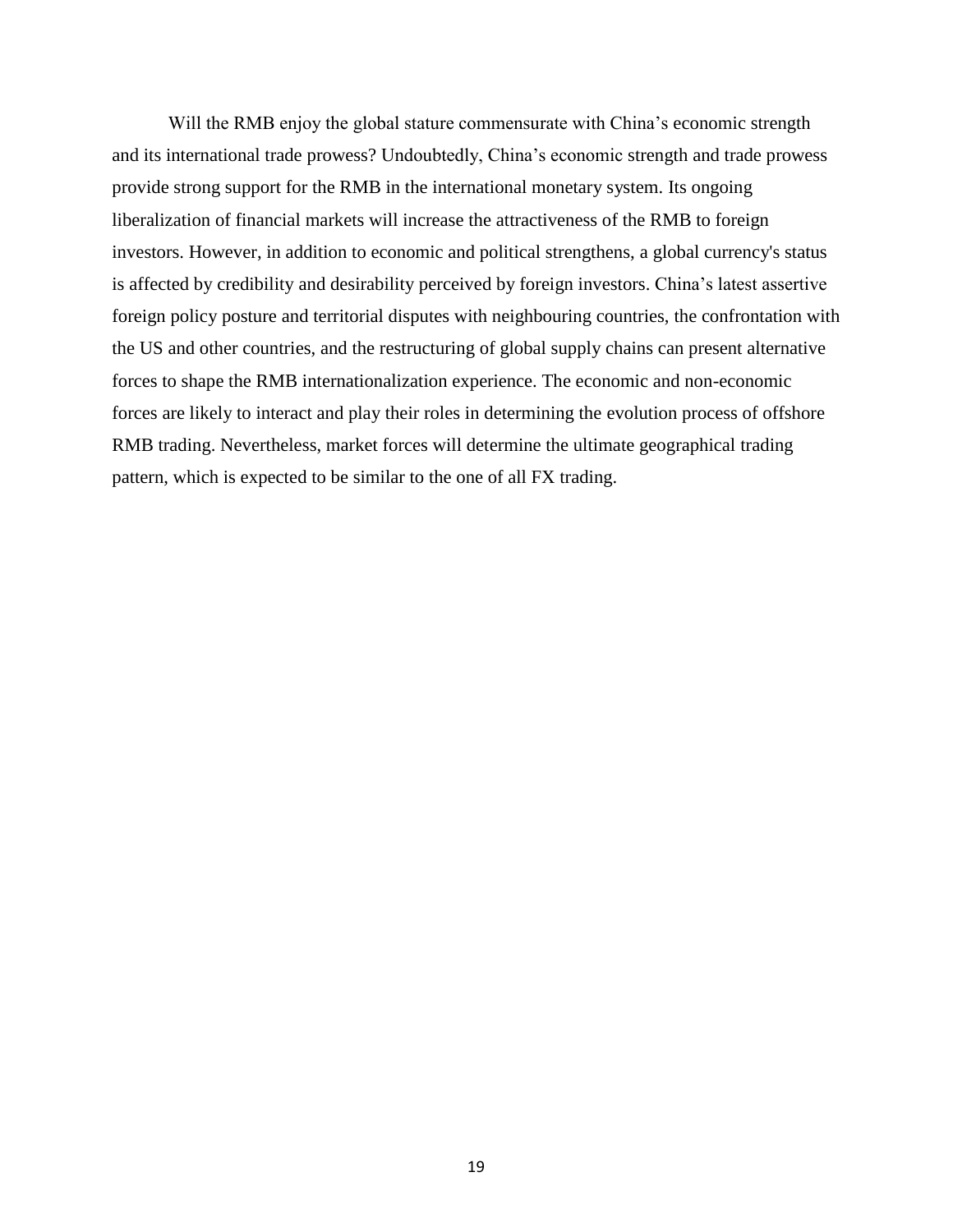Will the RMB enjoy the global stature commensurate with China's economic strength and its international trade prowess? Undoubtedly, China's economic strength and trade prowess provide strong support for the RMB in the international monetary system. Its ongoing liberalization of financial markets will increase the attractiveness of the RMB to foreign investors. However, in addition to economic and political strengthens, a global currency's status is affected by credibility and desirability perceived by foreign investors. China's latest assertive foreign policy posture and territorial disputes with neighbouring countries, the confrontation with the US and other countries, and the restructuring of global supply chains can present alternative forces to shape the RMB internationalization experience. The economic and non-economic forces are likely to interact and play their roles in determining the evolution process of offshore RMB trading. Nevertheless, market forces will determine the ultimate geographical trading pattern, which is expected to be similar to the one of all FX trading.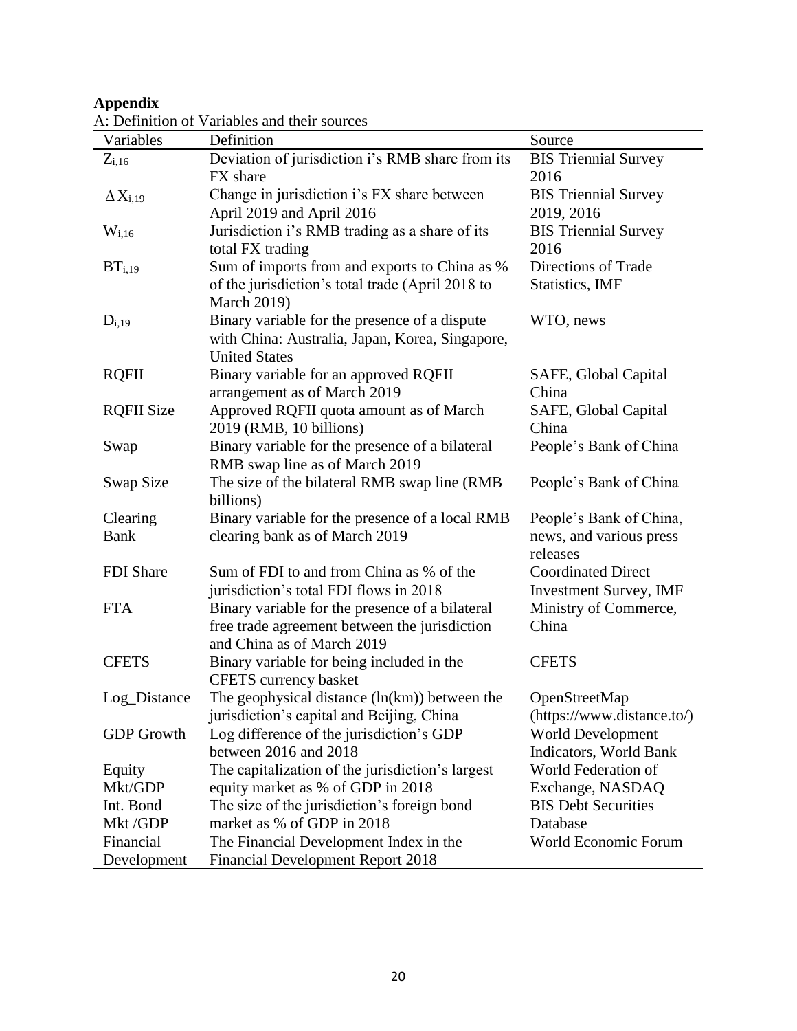**Appendix**

A: Definition of Variables and their sources

| Variables | Definition | Source |
|---|---|---|
| $Z_{i,16}$ | Deviation of jurisdiction i's RMB share from its FX share | BIS Triennial Survey 2016 |
| $\Delta X_{i,19}$ | Change in jurisdiction i's FX share between April 2019 and April 2016 | BIS Triennial Survey 2019, 2016 |
| $W_{i,16}$ | Jurisdiction i's RMB trading as a share of its total FX trading | BIS Triennial Survey 2016 |
| $BT_{i,19}$ | Sum of imports from and exports to China as % of the jurisdiction's total trade (April 2018 to March 2019) | Directions of Trade Statistics, IMF |
| $D_{i,19}$ | Binary variable for the presence of a dispute with China: Australia, Japan, Korea, Singapore, United States | WTO, news |
| RQFII | Binary variable for an approved RQFII arrangement as of March 2019 | SAFE, Global Capital China |
| RQFII Size | Approved RQFII quota amount as of March 2019 (RMB, 10 billions) | SAFE, Global Capital China |
| Swap | Binary variable for the presence of a bilateral RMB swap line as of March 2019 | People's Bank of China |
| Swap Size | The size of the bilateral RMB swap line (RMB billions) | People's Bank of China |
| Clearing Bank | Binary variable for the presence of a local RMB clearing bank as of March 2019 | People's Bank of China, news, and various press releases |
| FDI Share | Sum of FDI to and from China as % of the jurisdiction's total FDI flows in 2018 | Coordinated Direct Investment Survey, IMF |
| FTA | Binary variable for the presence of a bilateral free trade agreement between the jurisdiction and China as of March 2019 | Ministry of Commerce, China |
| CFETS | Binary variable for being included in the CFETS currency basket | CFETS |
| Log_Distance | The geophysical distance (ln(km)) between the jurisdiction's capital and Beijing, China | OpenStreetMap (https://www.distance.to/) |
| GDP Growth | Log difference of the jurisdiction's GDP between 2016 and 2018 | World Development Indicators, World Bank |
| Equity Mkt/GDP | The capitalization of the jurisdiction's largest equity market as % of GDP in 2018 | World Federation of Exchange, NASDAQ |
| Int. Bond Mkt /GDP | The size of the jurisdiction's foreign bond market as % of GDP in 2018 | BIS Debt Securities Database |
| Financial Development | The Financial Development Index in the Financial Development Report 2018 | World Economic Forum |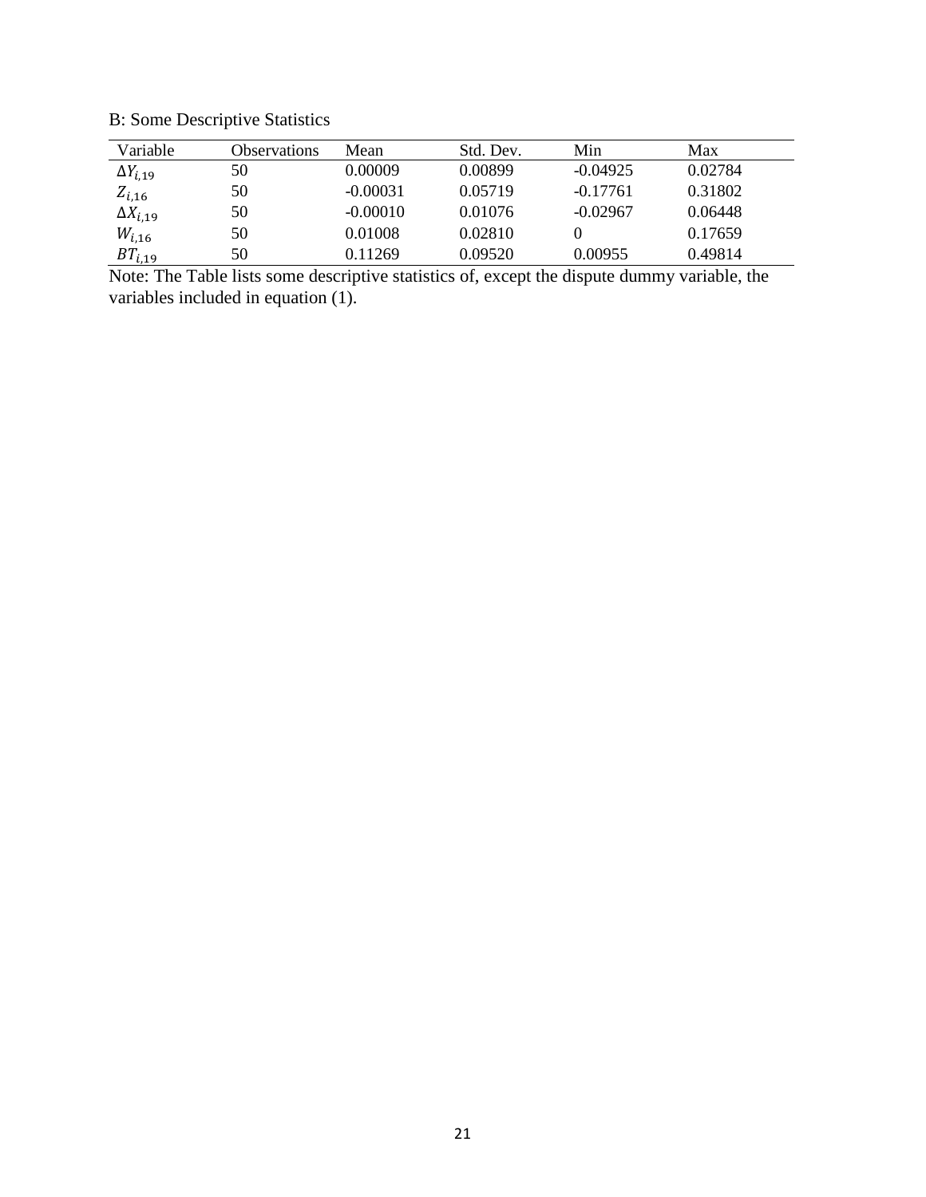B: Some Descriptive Statistics

| Variable | Observations | Mean | Std. Dev. | Min | Max |
|---|---|---|---|---|---|
| $\Delta Y_{i,19}$ | 50 | 0.00009 | 0.00899 | -0.04925 | 0.02784 |
| $Z_{i,16}$ | 50 | -0.00031 | 0.05719 | -0.17761 | 0.31802 |
| $\Delta X_{i,19}$ | 50 | -0.00010 | 0.01076 | -0.02967 | 0.06448 |
| $W_{i,16}$ | 50 | 0.01008 | 0.02810 | 0 | 0.17659 |
| $BT_{i,19}$ | 50 | 0.11269 | 0.09520 | 0.00955 | 0.49814 |

Note: The Table lists some descriptive statistics of, except the dispute dummy variable, the variables included in equation (1).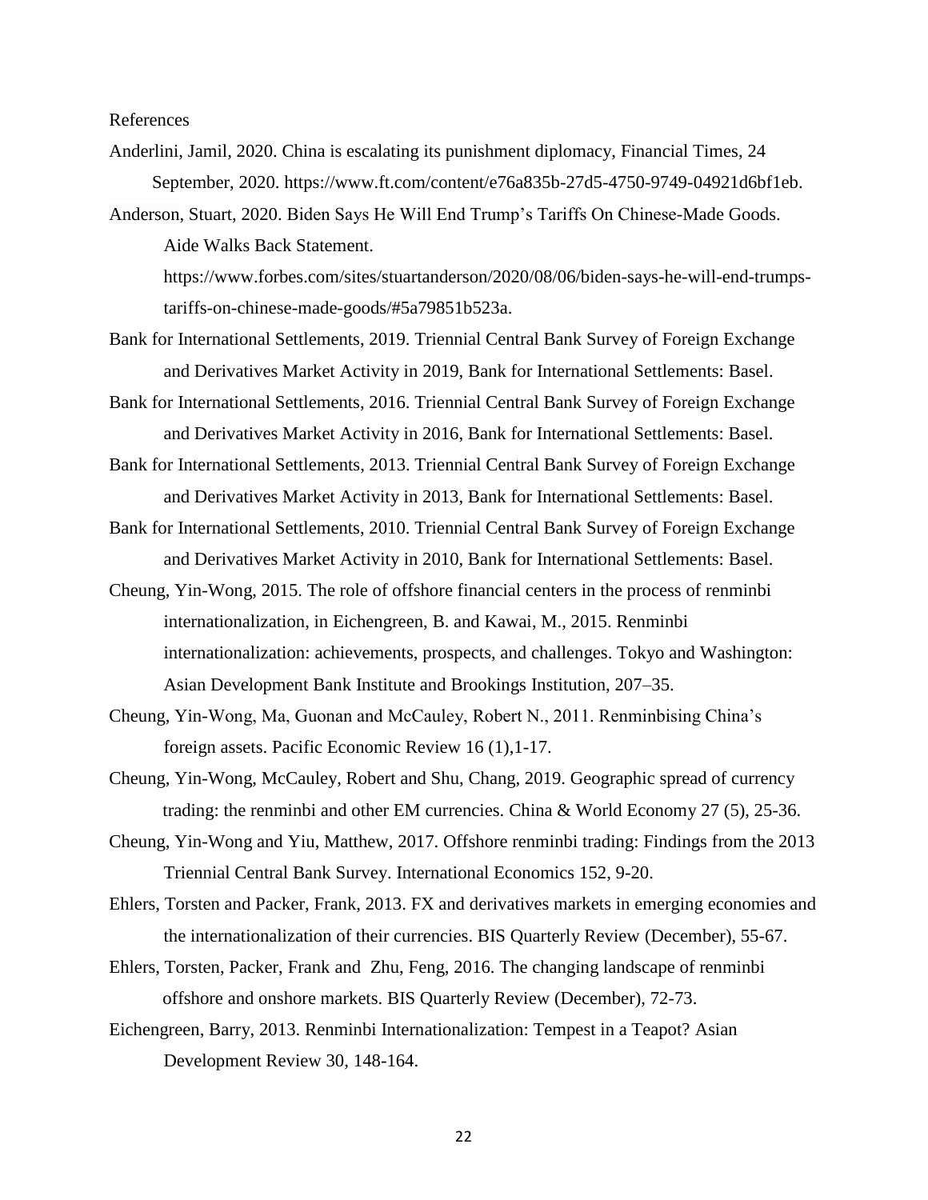References

Anderlini, Jamil, 2020. China is escalating its punishment diplomacy, Financial Times, 24 September, 2020. https://www.ft.com/content/e76a835b-27d5-4750-9749-04921d6bf1eb.

Anderson, Stuart, 2020. Biden Says He Will End Trump's Tariffs On Chinese-Made Goods. Aide Walks Back Statement. https://www.forbes.com/sites/stuartanderson/2020/08/06/biden-says-he-will-end-trumps-tariffs-on-chinese-made-goods/#5a79851b523a.

Bank for International Settlements, 2019. Triennial Central Bank Survey of Foreign Exchange and Derivatives Market Activity in 2019, Bank for International Settlements: Basel.

Bank for International Settlements, 2016. Triennial Central Bank Survey of Foreign Exchange and Derivatives Market Activity in 2016, Bank for International Settlements: Basel.

Bank for International Settlements, 2013. Triennial Central Bank Survey of Foreign Exchange and Derivatives Market Activity in 2013, Bank for International Settlements: Basel.

Bank for International Settlements, 2010. Triennial Central Bank Survey of Foreign Exchange and Derivatives Market Activity in 2010, Bank for International Settlements: Basel.

Cheung, Yin-Wong, 2015. The role of offshore financial centers in the process of renminbi internationalization, in Eichengreen, B. and Kawai, M., 2015. Renminbi internationalization: achievements, prospects, and challenges. Tokyo and Washington: Asian Development Bank Institute and Brookings Institution, 207–35.

Cheung, Yin-Wong, Ma, Guonan and McCauley, Robert N., 2011. Renminbising China's foreign assets. Pacific Economic Review 16 (1),1-17.

Cheung, Yin-Wong, McCauley, Robert and Shu, Chang, 2019. Geographic spread of currency trading: the renminbi and other EM currencies. China & World Economy 27 (5), 25-36.

Cheung, Yin-Wong and Yiu, Matthew, 2017. Offshore renminbi trading: Findings from the 2013 Triennial Central Bank Survey. International Economics 152, 9-20.

Ehlers, Torsten and Packer, Frank, 2013. FX and derivatives markets in emerging economies and the internationalization of their currencies. BIS Quarterly Review (December), 55-67.

Ehlers, Torsten, Packer, Frank and Zhu, Feng, 2016. The changing landscape of renminbi offshore and onshore markets. BIS Quarterly Review (December), 72-73.

Eichengreen, Barry, 2013. Renminbi Internationalization: Tempest in a Teapot? Asian Development Review 30, 148-164.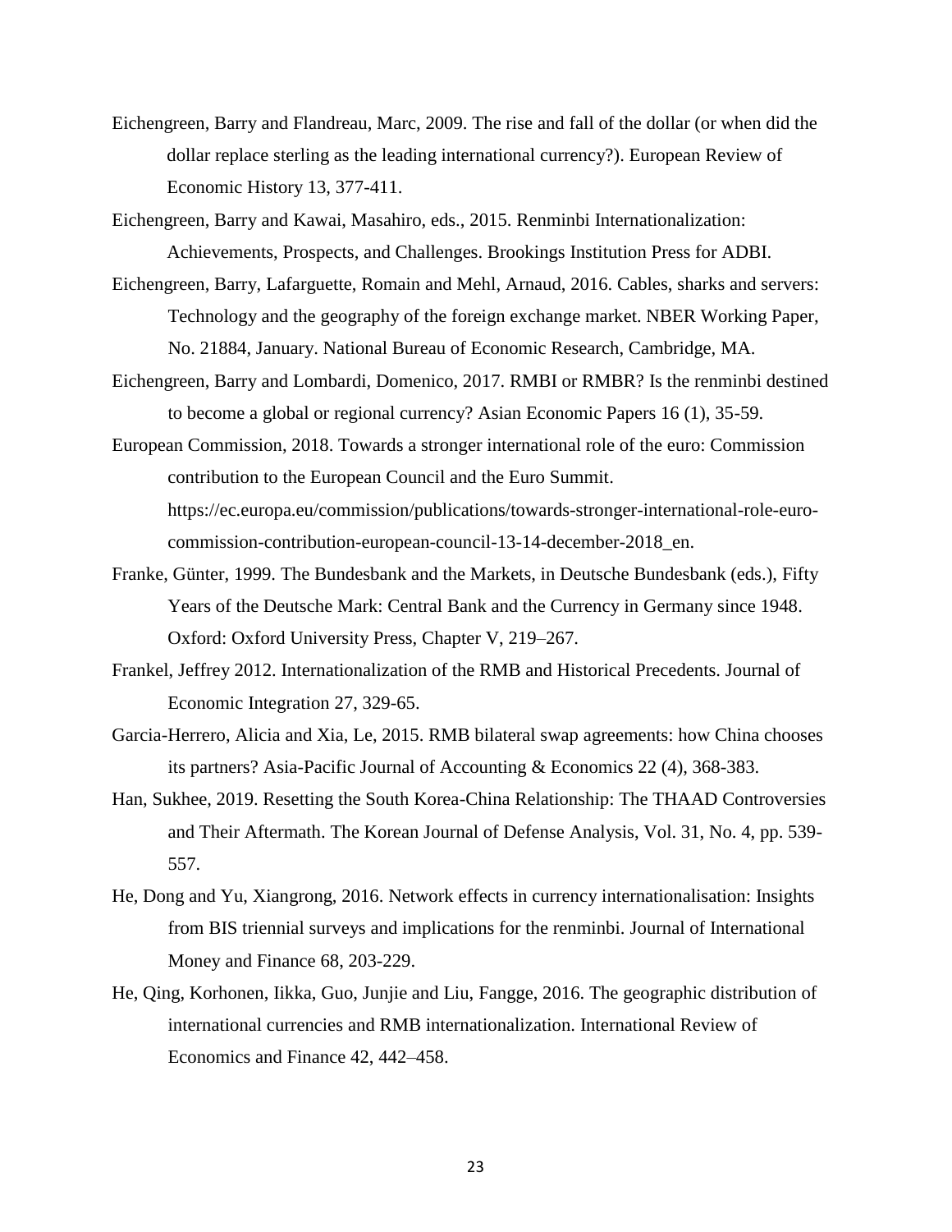Eichengreen, Barry and Flandreau, Marc, 2009. The rise and fall of the dollar (or when did the dollar replace sterling as the leading international currency?). European Review of Economic History 13, 377-411.

Eichengreen, Barry and Kawai, Masahiro, eds., 2015. Renminbi Internationalization: Achievements, Prospects, and Challenges. Brookings Institution Press for ADBI.

Eichengreen, Barry, Lafarguette, Romain and Mehl, Arnaud, 2016. Cables, sharks and servers: Technology and the geography of the foreign exchange market. NBER Working Paper, No. 21884, January. National Bureau of Economic Research, Cambridge, MA.

Eichengreen, Barry and Lombardi, Domenico, 2017. RMBI or RMBR? Is the renminbi destined to become a global or regional currency? Asian Economic Papers 16 (1), 35-59.

European Commission, 2018. Towards a stronger international role of the euro: Commission contribution to the European Council and the Euro Summit. https://ec.europa.eu/commission/publications/towards-stronger-international-role-euro-commission-contribution-european-council-13-14-december-2018_en.

Franke, Günter, 1999. The Bundesbank and the Markets, in Deutsche Bundesbank (eds.), Fifty Years of the Deutsche Mark: Central Bank and the Currency in Germany since 1948. Oxford: Oxford University Press, Chapter V, 219–267.

Frankel, Jeffrey 2012. Internationalization of the RMB and Historical Precedents. Journal of Economic Integration 27, 329-65.

Garcia-Herrero, Alicia and Xia, Le, 2015. RMB bilateral swap agreements: how China chooses its partners? Asia-Pacific Journal of Accounting & Economics 22 (4), 368-383.

Han, Sukhee, 2019. Resetting the South Korea-China Relationship: The THAAD Controversies and Their Aftermath. The Korean Journal of Defense Analysis, Vol. 31, No. 4, pp. 539-557.

He, Dong and Yu, Xiangrong, 2016. Network effects in currency internationalisation: Insights from BIS triennial surveys and implications for the renminbi. Journal of International Money and Finance 68, 203-229.

He, Qing, Korhonen, Iikka, Guo, Junjie and Liu, Fangge, 2016. The geographic distribution of international currencies and RMB internationalization. International Review of Economics and Finance 42, 442–458.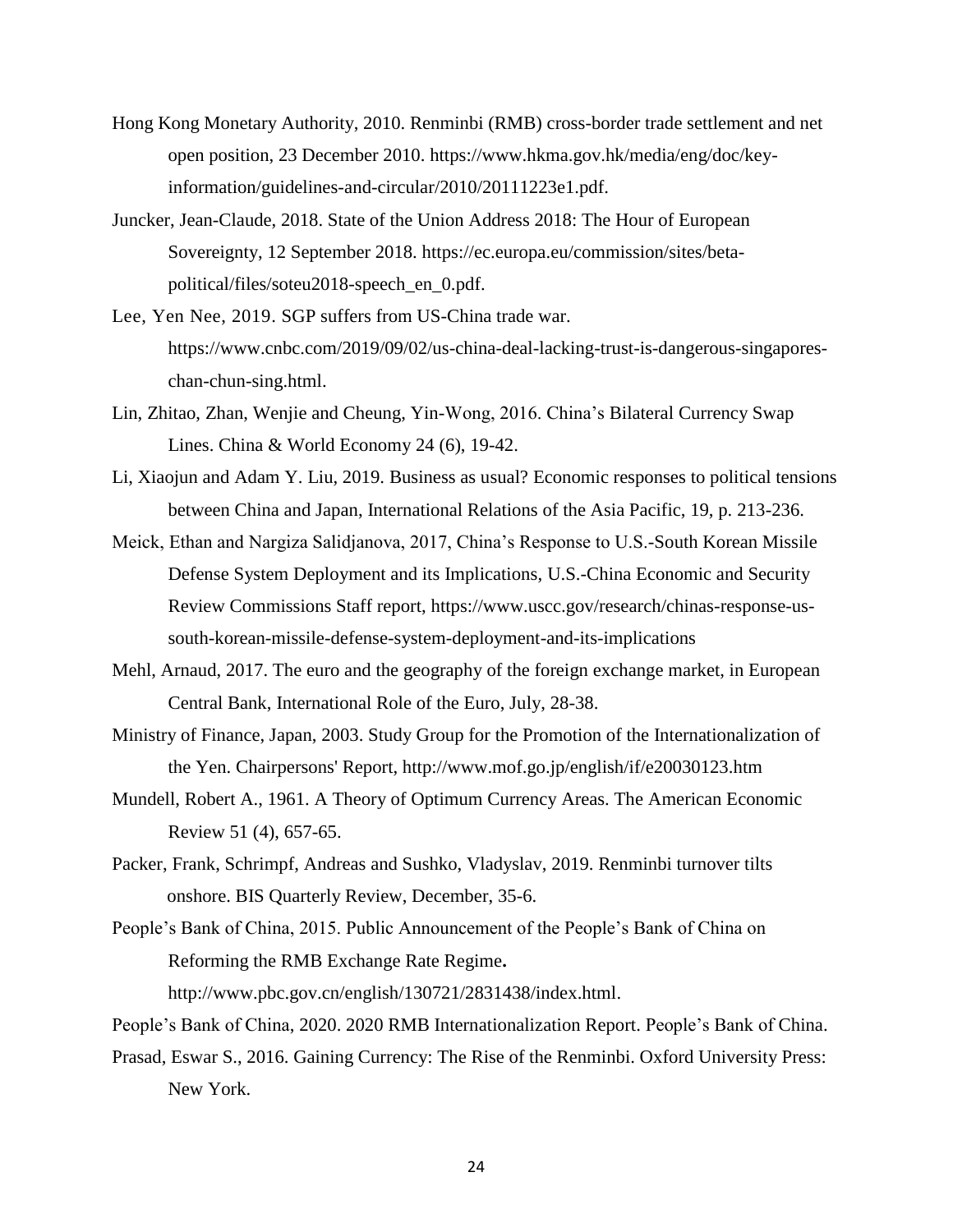Hong Kong Monetary Authority, 2010. Renminbi (RMB) cross-border trade settlement and net open position, 23 December 2010. https://www.hkma.gov.hk/media/eng/doc/key-information/guidelines-and-circular/2010/20111223e1.pdf.

Juncker, Jean-Claude, 2018. State of the Union Address 2018: The Hour of European Sovereignty, 12 September 2018. https://ec.europa.eu/commission/sites/beta-political/files/soteu2018-speech_en_0.pdf.

Lee, Yen Nee, 2019. SGP suffers from US-China trade war. https://www.cnbc.com/2019/09/02/us-china-deal-lacking-trust-is-dangerous-singapores-chan-chun-sing.html.

Lin, Zhitao, Zhan, Wenjie and Cheung, Yin-Wong, 2016. China's Bilateral Currency Swap Lines. China & World Economy 24 (6), 19-42.

Li, Xiaojun and Adam Y. Liu, 2019. Business as usual? Economic responses to political tensions between China and Japan, International Relations of the Asia Pacific, 19, p. 213-236.

Meick, Ethan and Nargiza Salidjanova, 2017, China's Response to U.S.-South Korean Missile Defense System Deployment and its Implications, U.S.-China Economic and Security Review Commissions Staff report, https://www.uscc.gov/research/chinas-response-us-south-korean-missile-defense-system-deployment-and-its-implications

Mehl, Arnaud, 2017. The euro and the geography of the foreign exchange market, in European Central Bank, International Role of the Euro, July, 28-38.

Ministry of Finance, Japan, 2003. Study Group for the Promotion of the Internationalization of the Yen. Chairpersons' Report, http://www.mof.go.jp/english/if/e20030123.htm

Mundell, Robert A., 1961. A Theory of Optimum Currency Areas. The American Economic Review 51 (4), 657-65.

Packer, Frank, Schrimpf, Andreas and Sushko, Vladyslav, 2019. Renminbi turnover tilts onshore. BIS Quarterly Review, December, 35-6.

People's Bank of China, 2015. Public Announcement of the People's Bank of China on Reforming the RMB Exchange Rate Regime**.** http://www.pbc.gov.cn/english/130721/2831438/index.html.

People's Bank of China, 2020. 2020 RMB Internationalization Report. People's Bank of China.

Prasad, Eswar S., 2016. Gaining Currency: The Rise of the Renminbi. Oxford University Press: New York.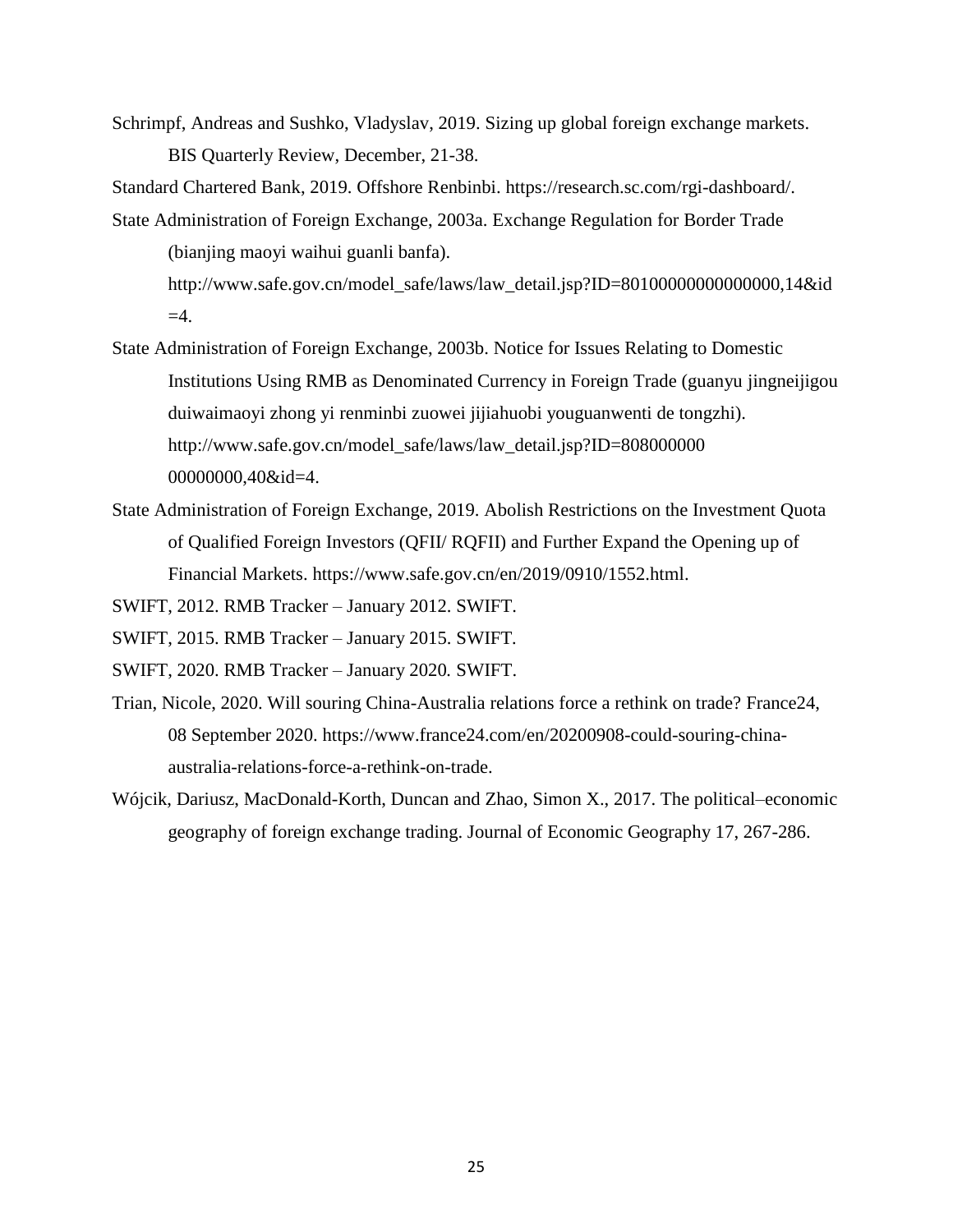Schrimpf, Andreas and Sushko, Vladyslav, 2019. Sizing up global foreign exchange markets. BIS Quarterly Review, December, 21-38.

Standard Chartered Bank, 2019. Offshore Renbinbi. https://research.sc.com/rgi-dashboard/.

State Administration of Foreign Exchange, 2003a. Exchange Regulation for Border Trade (bianjing maoyi waihui guanli banfa). http://www.safe.gov.cn/model_safe/laws/law_detail.jsp?ID=80100000000000000,14&id=4.

State Administration of Foreign Exchange, 2003b. Notice for Issues Relating to Domestic Institutions Using RMB as Denominated Currency in Foreign Trade (guanyu jingneijigou duiwaimaoyi zhong yi renminbi zuowei jijiahuobi youguanwenti de tongzhi). http://www.safe.gov.cn/model_safe/laws/law_detail.jsp?ID=808000000 00000000,40&id=4.

State Administration of Foreign Exchange, 2019. Abolish Restrictions on the Investment Quota of Qualified Foreign Investors (QFII/ RQFII) and Further Expand the Opening up of Financial Markets. https://www.safe.gov.cn/en/2019/0910/1552.html.

SWIFT, 2012. RMB Tracker – January 2012. SWIFT.

SWIFT, 2015. RMB Tracker – January 2015. SWIFT.

SWIFT, 2020. RMB Tracker – January 2020. SWIFT.

Trian, Nicole, 2020. Will souring China-Australia relations force a rethink on trade? France24, 08 September 2020. https://www.france24.com/en/20200908-could-souring-china-australia-relations-force-a-rethink-on-trade.

Wójcik, Dariusz, MacDonald-Korth, Duncan and Zhao, Simon X., 2017. The political–economic geography of foreign exchange trading. Journal of Economic Geography 17, 267-286.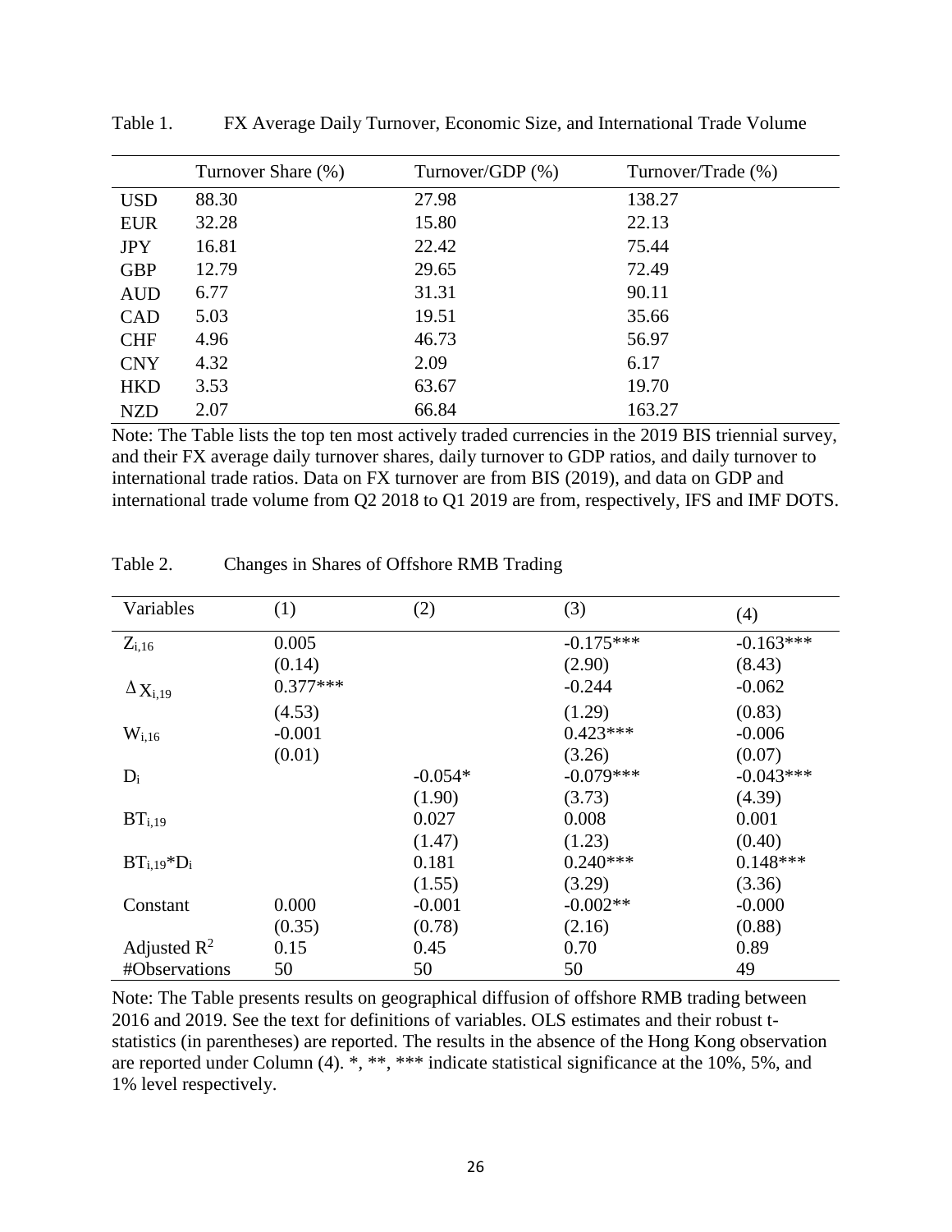Table 1. FX Average Daily Turnover, Economic Size, and International Trade Volume

| | Turnover Share (%) | Turnover/GDP (%) | Turnover/Trade (%) |
|---|---|---|---|
| USD | 88.30 | 27.98 | 138.27 |
| EUR | 32.28 | 15.80 | 22.13 |
| JPY | 16.81 | 22.42 | 75.44 |
| GBP | 12.79 | 29.65 | 72.49 |
| AUD | 6.77 | 31.31 | 90.11 |
| CAD | 5.03 | 19.51 | 35.66 |
| CHF | 4.96 | 46.73 | 56.97 |
| CNY | 4.32 | 2.09 | 6.17 |
| HKD | 3.53 | 63.67 | 19.70 |
| NZD | 2.07 | 66.84 | 163.27 |

Note: The Table lists the top ten most actively traded currencies in the 2019 BIS triennial survey, and their FX average daily turnover shares, daily turnover to GDP ratios, and daily turnover to international trade ratios. Data on FX turnover are from BIS (2019), and data on GDP and international trade volume from Q2 2018 to Q1 2019 are from, respectively, IFS and IMF DOTS.

Table 2. Changes in Shares of Offshore RMB Trading

| Variables | (1) | (2) | (3) | (4) |
|---|---|---|---|---|
| $Z_{i,16}$ | 0.005 | | -0.175*** | -0.163*** |
| | (0.14) | | (2.90) | (8.43) |
| $\Delta X_{i,19}$ | 0.377*** | | -0.244 | -0.062 |
| | (4.53) | | (1.29) | (0.83) |
| $W_{i,16}$ | -0.001 | | 0.423*** | -0.006 |
| | (0.01) | | (3.26) | (0.07) |
| $D_i$ | | -0.054* | -0.079*** | -0.043*** |
| | | (1.90) | (3.73) | (4.39) |
| $BT_{i,19}$ | | 0.027 | 0.008 | 0.001 |
| | | (1.47) | (1.23) | (0.40) |
| $BT_{i,19}*D_i$ | | 0.181 | 0.240*** | 0.148*** |
| | | (1.55) | (3.29) | (3.36) |
| Constant | 0.000 | -0.001 | -0.002** | -0.000 |
| | (0.35) | (0.78) | (2.16) | (0.88) |
| Adjusted $R^2$ | 0.15 | 0.45 | 0.70 | 0.89 |
| #Observations | 50 | 50 | 50 | 49 |

Note: The Table presents results on geographical diffusion of offshore RMB trading between 2016 and 2019. See the text for definitions of variables. OLS estimates and their robust t-statistics (in parentheses) are reported. The results in the absence of the Hong Kong observation are reported under Column (4). *, **, *** indicate statistical significance at the 10%, 5%, and 1% level respectively.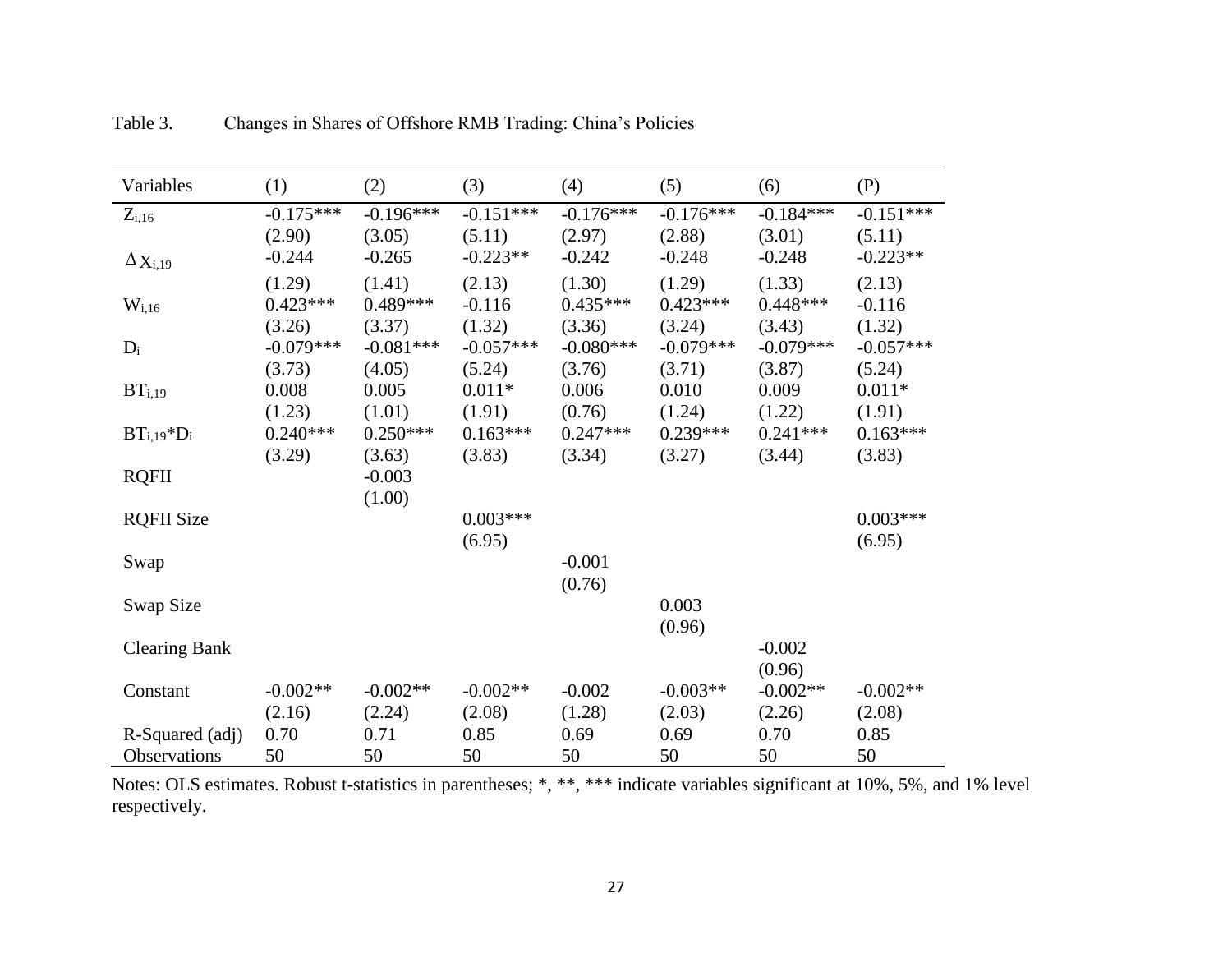Table 3. Changes in Shares of Offshore RMB Trading: China's Policies

| Variables | (1) | (2) | (3) | (4) | (5) | (6) | (P) |
|---|---|---|---|---|---|---|---|
| $Z_{i,16}$ | -0.175*** | -0.196*** | -0.151*** | -0.176*** | -0.176*** | -0.184*** | -0.151*** |
| | (2.90) | (3.05) | (5.11) | (2.97) | (2.88) | (3.01) | (5.11) |
| $\Delta X_{i,19}$ | -0.244 | -0.265 | -0.223** | -0.242 | -0.248 | -0.248 | -0.223** |
| | (1.29) | (1.41) | (2.13) | (1.30) | (1.29) | (1.33) | (2.13) |
| $W_{i,16}$ | 0.423*** | 0.489*** | -0.116 | 0.435*** | 0.423*** | 0.448*** | -0.116 |
| | (3.26) | (3.37) | (1.32) | (3.36) | (3.24) | (3.43) | (1.32) |
| $D_i$ | -0.079*** | -0.081*** | -0.057*** | -0.080*** | -0.079*** | -0.079*** | -0.057*** |
| | (3.73) | (4.05) | (5.24) | (3.76) | (3.71) | (3.87) | (5.24) |
| $BT_{i,19}$ | 0.008 | 0.005 | 0.011* | 0.006 | 0.010 | 0.009 | 0.011* |
| | (1.23) | (1.01) | (1.91) | (0.76) | (1.24) | (1.22) | (1.91) |
| $BT_{i,19}*D_i$ | 0.240*** | 0.250*** | 0.163*** | 0.247*** | 0.239*** | 0.241*** | 0.163*** |
| | (3.29) | (3.63) | (3.83) | (3.34) | (3.27) | (3.44) | (3.83) |
| RQFII | | -0.003 | | | | | |
| | | (1.00) | | | | | |
| RQFII Size | | | 0.003*** | | | | 0.003*** |
| | | | (6.95) | | | | (6.95) |
| Swap | | | | -0.001 | | | |
| | | | | (0.76) | | | |
| Swap Size | | | | | 0.003 | | |
| | | | | | (0.96) | | |
| Clearing Bank | | | | | | -0.002 | |
| | | | | | | (0.96) | |
| Constant | -0.002** | -0.002** | -0.002** | -0.002 | -0.003** | -0.002** | -0.002** |
| | (2.16) | (2.24) | (2.08) | (1.28) | (2.03) | (2.26) | (2.08) |
| R-Squared (adj) | 0.70 | 0.71 | 0.85 | 0.69 | 0.69 | 0.70 | 0.85 |
| Observations | 50 | 50 | 50 | 50 | 50 | 50 | 50 |

Notes: OLS estimates. Robust t-statistics in parentheses; *, **, *** indicate variables significant at 10%, 5%, and 1% level respectively.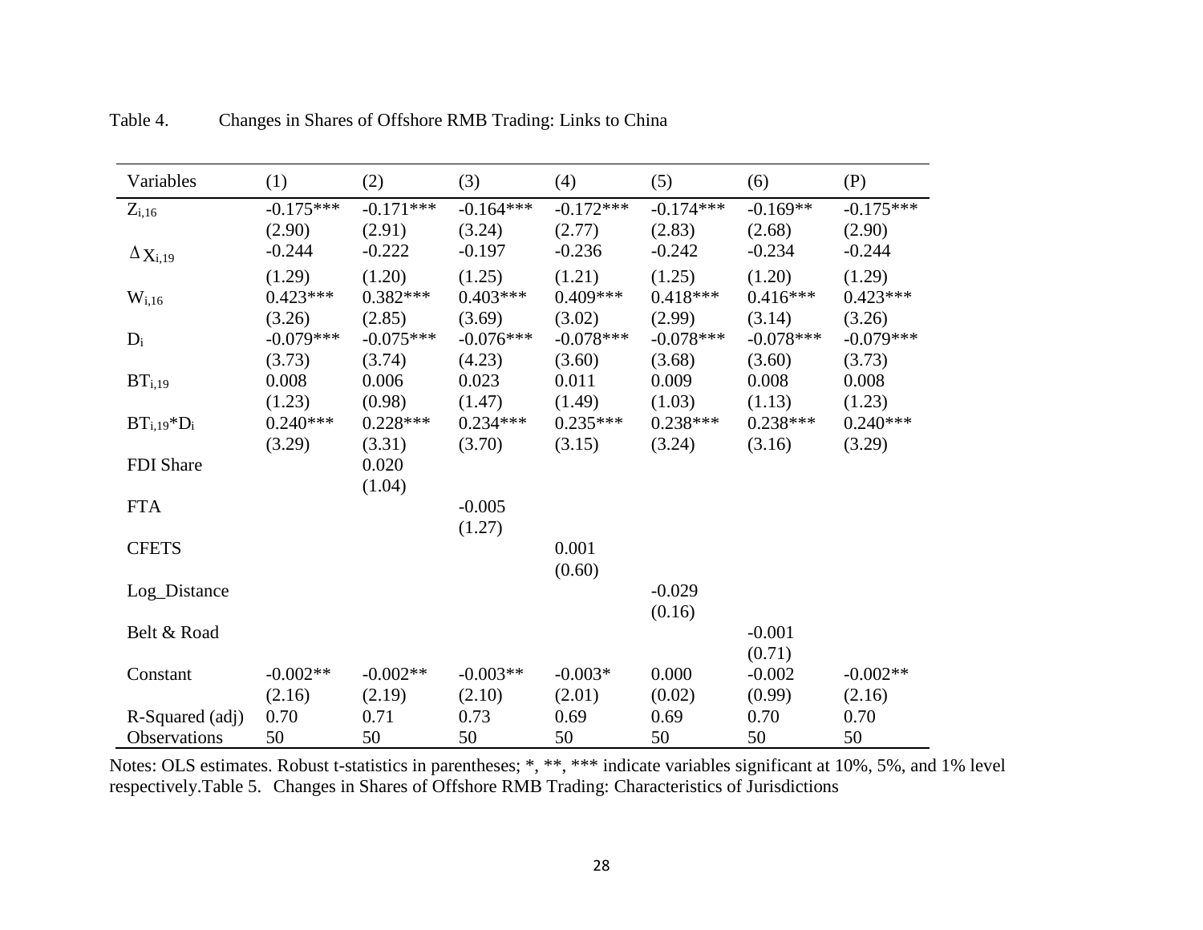Table 4. Changes in Shares of Offshore RMB Trading: Links to China

| Variables | (1) | (2) | (3) | (4) | (5) | (6) | (P) |
|---|---|---|---|---|---|---|---|
| $Z_{i,16}$ | -0.175*** | -0.171*** | -0.164*** | -0.172*** | -0.174*** | -0.169** | -0.175*** |
| | (2.90) | (2.91) | (3.24) | (2.77) | (2.83) | (2.68) | (2.90) |
| $\Delta X_{i,19}$ | -0.244 | -0.222 | -0.197 | -0.236 | -0.242 | -0.234 | -0.244 |
| | (1.29) | (1.20) | (1.25) | (1.21) | (1.25) | (1.20) | (1.29) |
| $W_{i,16}$ | 0.423*** | 0.382*** | 0.403*** | 0.409*** | 0.418*** | 0.416*** | 0.423*** |
| | (3.26) | (2.85) | (3.69) | (3.02) | (2.99) | (3.14) | (3.26) |
| $D_i$ | -0.079*** | -0.075*** | -0.076*** | -0.078*** | -0.078*** | -0.078*** | -0.079*** |
| | (3.73) | (3.74) | (4.23) | (3.60) | (3.68) | (3.60) | (3.73) |
| $BT_{i,19}$ | 0.008 | 0.006 | 0.023 | 0.011 | 0.009 | 0.008 | 0.008 |
| | (1.23) | (0.98) | (1.47) | (1.49) | (1.03) | (1.13) | (1.23) |
| $BT_{i,19}*D_i$ | 0.240*** | 0.228*** | 0.234*** | 0.235*** | 0.238*** | 0.238*** | 0.240*** |
| | (3.29) | (3.31) | (3.70) | (3.15) | (3.24) | (3.16) | (3.29) |
| FDI Share | | 0.020 | | | | | |
| | | (1.04) | | | | | |
| FTA | | | -0.005 | | | | |
| | | | (1.27) | | | | |
| CFETS | | | | 0.001 | | | |
| | | | | (0.60) | | | |
| Log_Distance | | | | | -0.029 | | |
| | | | | | (0.16) | | |
| Belt & Road | | | | | | -0.001 | |
| | | | | | | (0.71) | |
| Constant | -0.002** | -0.002** | -0.003** | -0.003* | 0.000 | -0.002 | -0.002** |
| | (2.16) | (2.19) | (2.10) | (2.01) | (0.02) | (0.99) | (2.16) |
| R-Squared (adj) | 0.70 | 0.71 | 0.73 | 0.69 | 0.69 | 0.70 | 0.70 |
| Observations | 50 | 50 | 50 | 50 | 50 | 50 | 50 |

Notes: OLS estimates. Robust t-statistics in parentheses; *, **, *** indicate variables significant at 10%, 5%, and 1% level respectively.Table 5. Changes in Shares of Offshore RMB Trading: Characteristics of Jurisdictions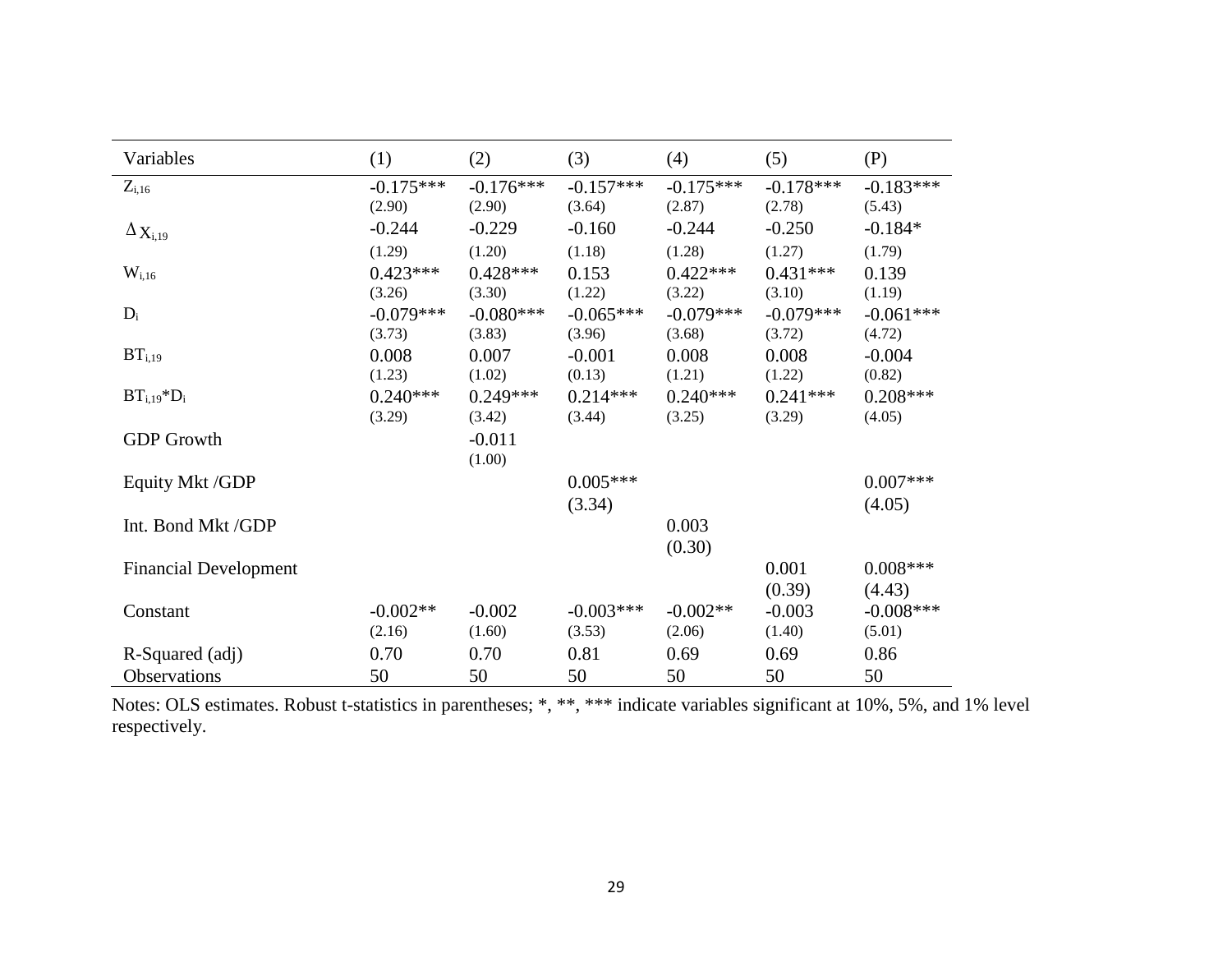| Variables | (1) | (2) | (3) | (4) | (5) | (P) |
|---|---|---|---|---|---|---|
| $Z_{i,16}$ | -0.175*** | -0.176*** | -0.157*** | -0.175*** | -0.178*** | -0.183*** |
| | (2.90) | (2.90) | (3.64) | (2.87) | (2.78) | (5.43) |
| $\Delta X_{i,19}$ | -0.244 | -0.229 | -0.160 | -0.244 | -0.250 | -0.184* |
| | (1.29) | (1.20) | (1.18) | (1.28) | (1.27) | (1.79) |
| $W_{i,16}$ | 0.423*** | 0.428*** | 0.153 | 0.422*** | 0.431*** | 0.139 |
| | (3.26) | (3.30) | (1.22) | (3.22) | (3.10) | (1.19) |
| $D_i$ | -0.079*** | -0.080*** | -0.065*** | -0.079*** | -0.079*** | -0.061*** |
| | (3.73) | (3.83) | (3.96) | (3.68) | (3.72) | (4.72) |
| $BT_{i,19}$ | 0.008 | 0.007 | -0.001 | 0.008 | 0.008 | -0.004 |
| | (1.23) | (1.02) | (0.13) | (1.21) | (1.22) | (0.82) |
| $BT_{i,19}*D_i$ | 0.240*** | 0.249*** | 0.214*** | 0.240*** | 0.241*** | 0.208*** |
| | (3.29) | (3.42) | (3.44) | (3.25) | (3.29) | (4.05) |
| GDP Growth | | -0.011 | | | | |
| | | (1.00) | | | | |
| Equity Mkt /GDP | | | 0.005*** | | | 0.007*** |
| | | | (3.34) | | | (4.05) |
| Int. Bond Mkt /GDP | | | | 0.003 | | |
| | | | | (0.30) | | |
| Financial Development | | | | | 0.001 | 0.008*** |
| | | | | | (0.39) | (4.43) |
| Constant | -0.002** | -0.002 | -0.003*** | -0.002** | -0.003 | -0.008*** |
| | (2.16) | (1.60) | (3.53) | (2.06) | (1.40) | (5.01) |
| R-Squared (adj) | 0.70 | 0.70 | 0.81 | 0.69 | 0.69 | 0.86 |
| Observations | 50 | 50 | 50 | 50 | 50 | 50 |

Notes: OLS estimates. Robust t-statistics in parentheses; *, **, *** indicate variables significant at 10%, 5%, and 1% level respectively.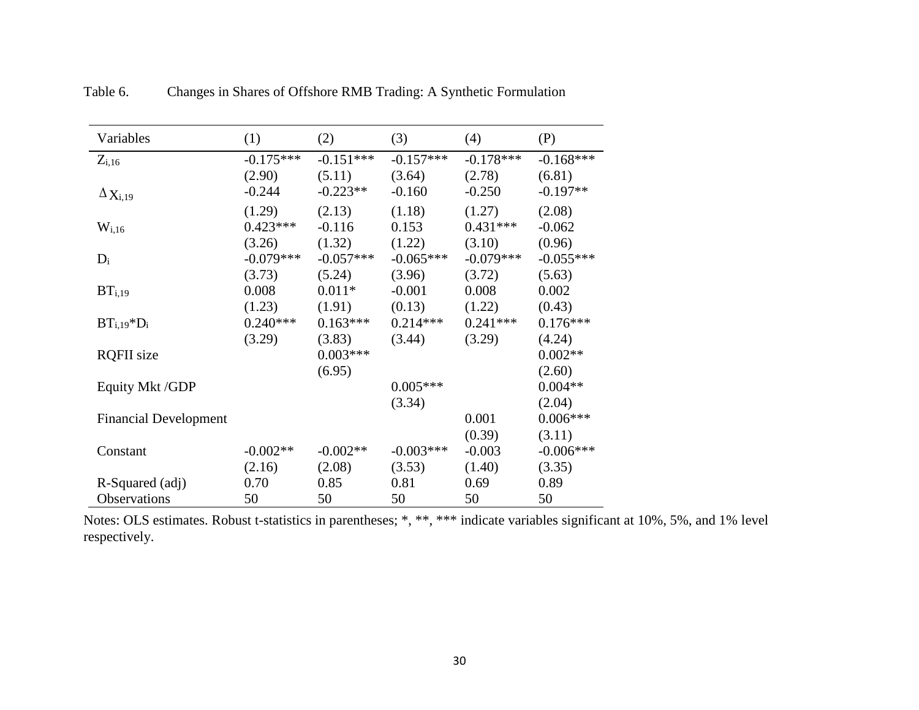Table 6. Changes in Shares of Offshore RMB Trading: A Synthetic Formulation

| Variables | (1) | (2) | (3) | (4) | (P) |
|---|---|---|---|---|---|
| $Z_{i,16}$ | -0.175*** | -0.151*** | -0.157*** | -0.178*** | -0.168*** |
| | (2.90) | (5.11) | (3.64) | (2.78) | (6.81) |
| $\Delta X_{i,19}$ | -0.244 | -0.223** | -0.160 | -0.250 | -0.197** |
| | (1.29) | (2.13) | (1.18) | (1.27) | (2.08) |
| $W_{i,16}$ | 0.423*** | -0.116 | 0.153 | 0.431*** | -0.062 |
| | (3.26) | (1.32) | (1.22) | (3.10) | (0.96) |
| $D_i$ | -0.079*** | -0.057*** | -0.065*** | -0.079*** | -0.055*** |
| | (3.73) | (5.24) | (3.96) | (3.72) | (5.63) |
| $BT_{i,19}$ | 0.008 | 0.011* | -0.001 | 0.008 | 0.002 |
| | (1.23) | (1.91) | (0.13) | (1.22) | (0.43) |
| $BT_{i,19}$*$D_i$ | 0.240*** | 0.163*** | 0.214*** | 0.241*** | 0.176*** |
| | (3.29) | (3.83) | (3.44) | (3.29) | (4.24) |
| RQFII size | | 0.003*** | | | 0.002** |
| | | (6.95) | | | (2.60) |
| Equity Mkt /GDP | | | 0.005*** | | 0.004** |
| | | | (3.34) | | (2.04) |
| Financial Development | | | | 0.001 | 0.006*** |
| | | | | (0.39) | (3.11) |
| Constant | -0.002** | -0.002** | -0.003*** | -0.003 | -0.006*** |
| | (2.16) | (2.08) | (3.53) | (1.40) | (3.35) |
| R-Squared (adj) | 0.70 | 0.85 | 0.81 | 0.69 | 0.89 |
| Observations | 50 | 50 | 50 | 50 | 50 |

Notes: OLS estimates. Robust t-statistics in parentheses; *, **, *** indicate variables significant at 10%, 5%, and 1% level respectively.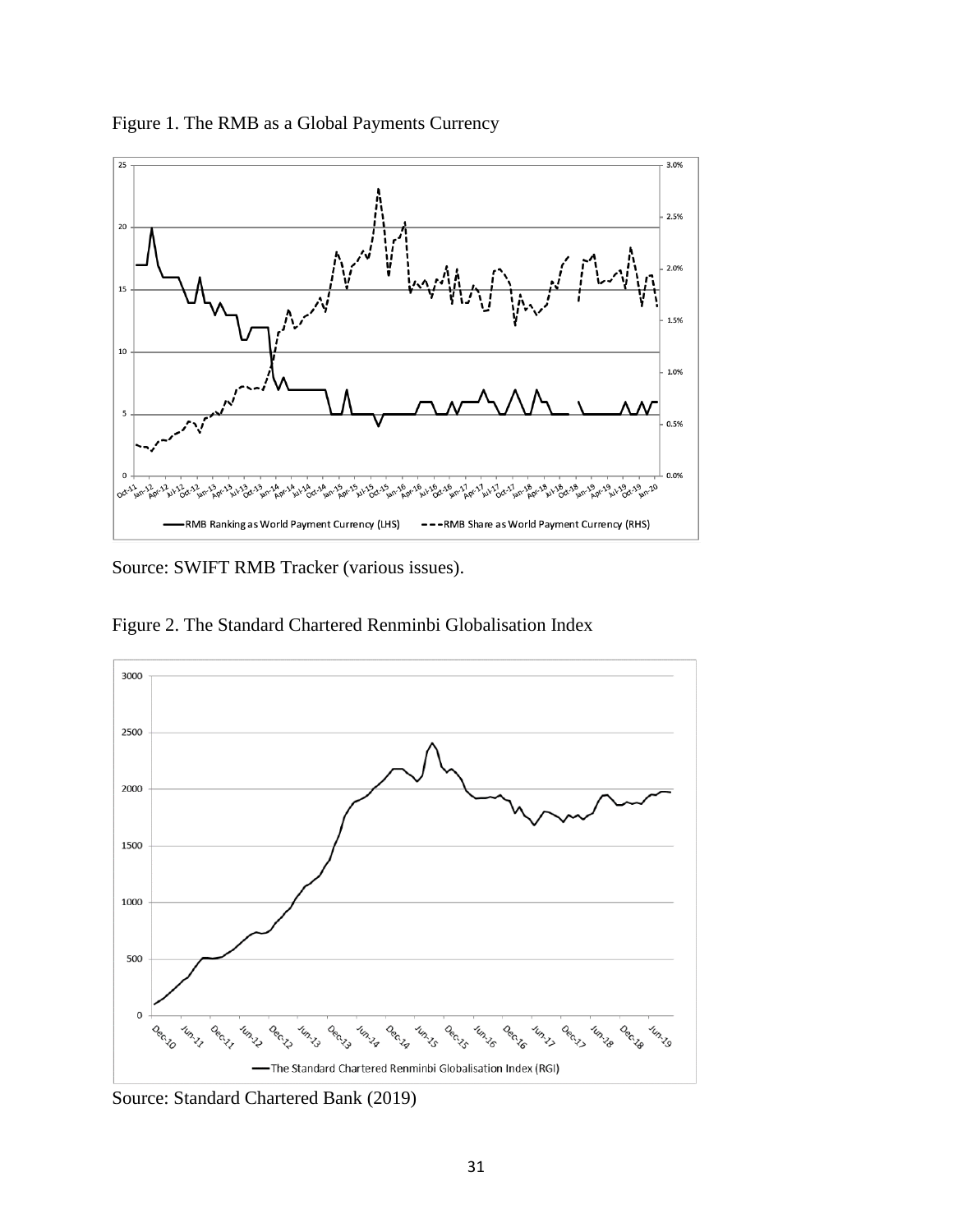Figure 1. The RMB as a Global Payments Currency

25
20
15
10
5
0

3.0%
2.5%
2.0%
1.5%
1.0%
0.5%
0.0%

Oct-11 Jan-12 Apr-12 Jul-12 Oct-12 Jan-13 Apr-13 Jul-13 Oct-13 Jan-14 Apr-14 Jul-14 Oct-14 Jan-15 Apr-15 Jul-15 Oct-15 Jan-16 Apr-16 Jul-16 Oct-16 Jan-17 Apr-17 Jul-17 Oct-17 Jan-18 Apr-18 Jul-18 Oct-18 Jan-19 Apr-19 Jul-19 Oct-19 Jan-20

RMB Ranking as World Payment Currency (LHS)
RMB Share as World Payment Currency (RHS)

Source: SWIFT RMB Tracker (various issues).

Figure 2. The Standard Chartered Renminbi Globalisation Index

3000
2500
2000
1500
1000
500
0

Dec-10 Jun-11 Dec-11 Jun-12 Dec-12 Jun-13 Dec-13 Jun-14 Dec-14 Jun-15 Dec-15 Jun-16 Dec-16 Jun-17 Dec-17 Jun-18 Dec-18 Jun-19

The Standard Chartered Renminbi Globalisation Index (RGI)

Source: Standard Chartered Bank (2019)